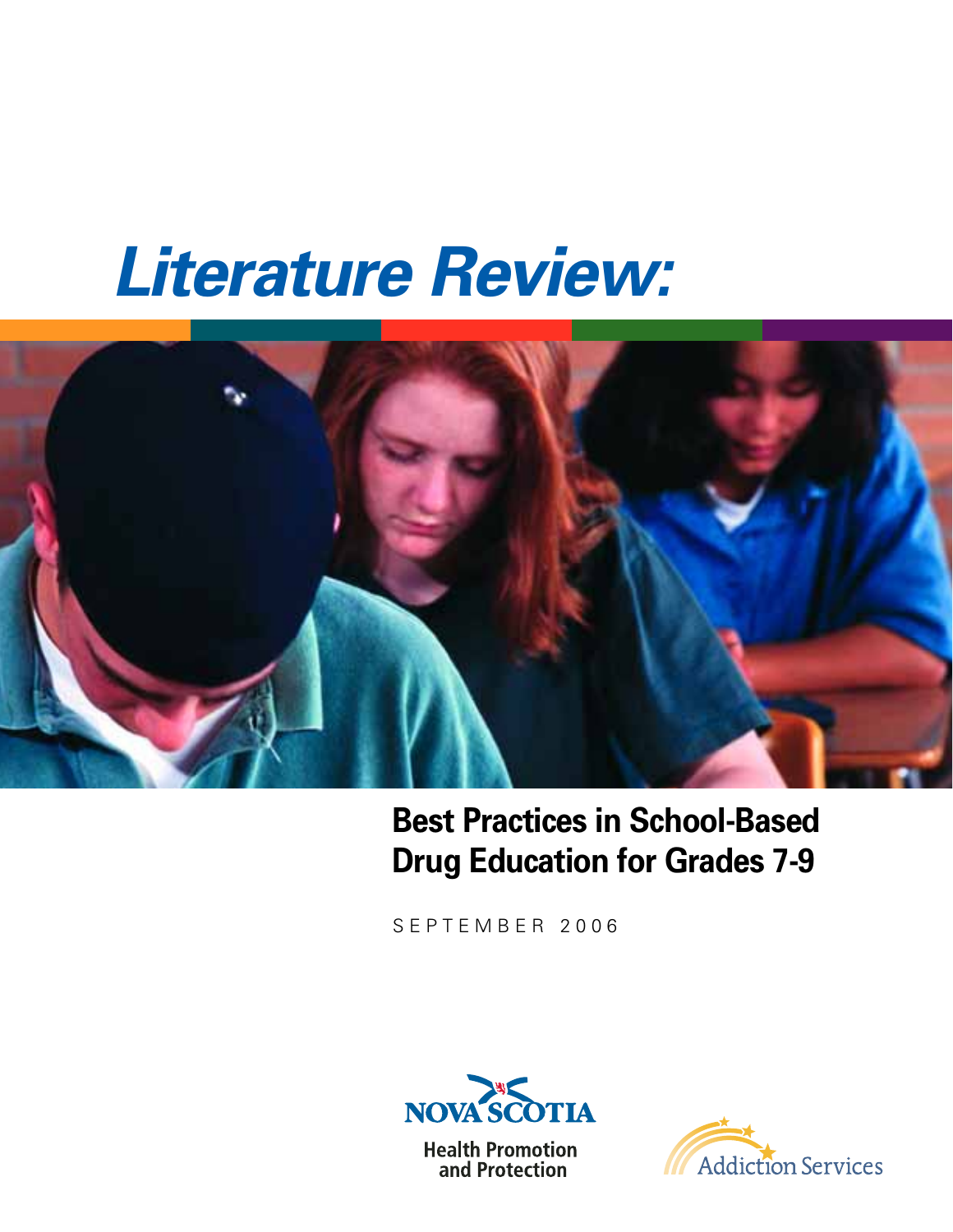# Literature Review:

## Best Practices in School-Based Drug Education for Grades 7-9

SEPTEMBER 2006

NOVA SCOTIA

Health Promotion and Protection

Addiction Services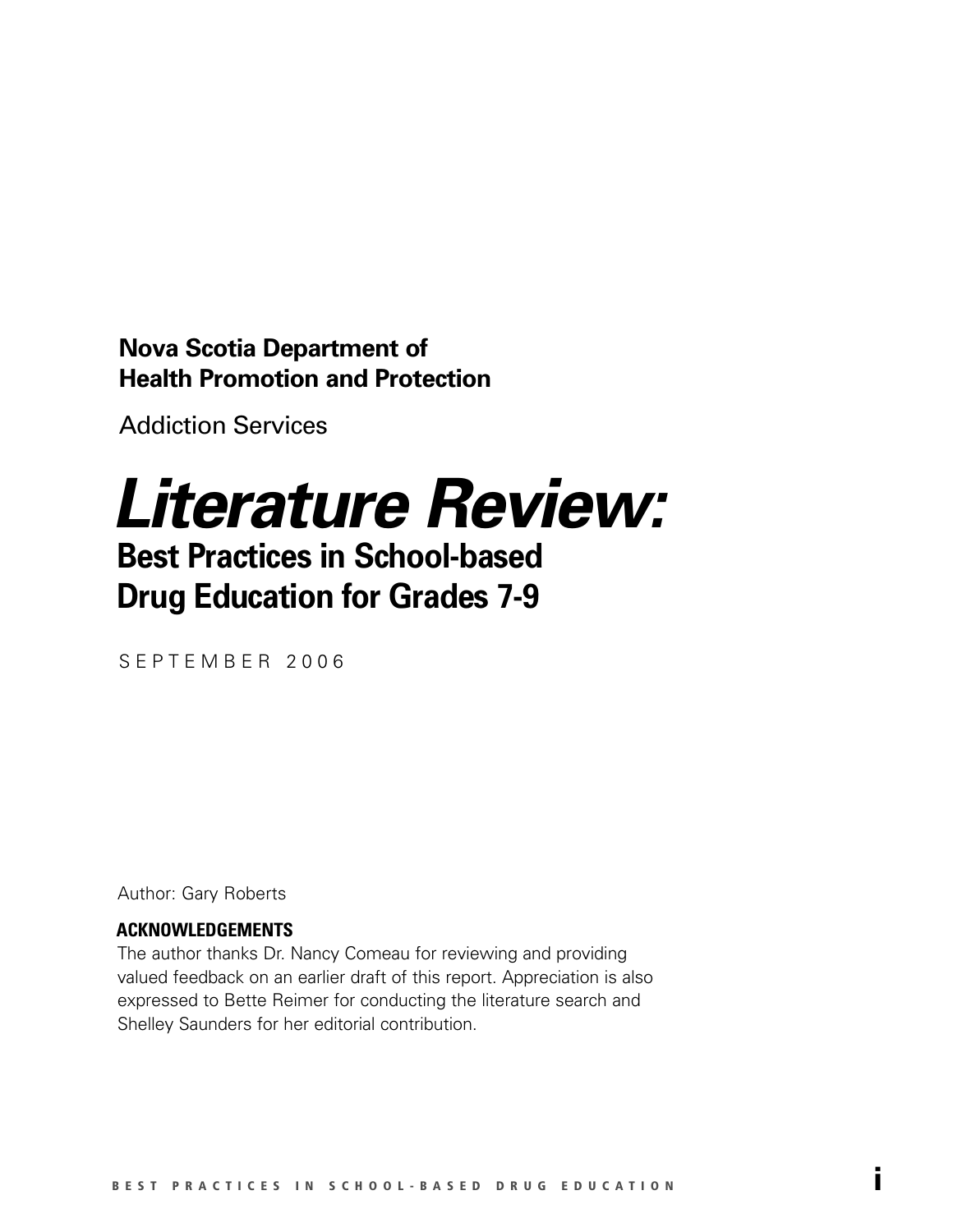**Nova Scotia Department of Health Promotion and Protection**

Addiction Services

# *Literature Review:*

## Best Practices in School-based Drug Education for Grades 7-9

SEPTEMBER 2006

Author: Gary Roberts

**ACKNOWLEDGEMENTS**

The author thanks Dr. Nancy Comeau for reviewing and providing valued feedback on an earlier draft of this report. Appreciation is also expressed to Bette Reimer for conducting the literature search and Shelley Saunders for her editorial contribution.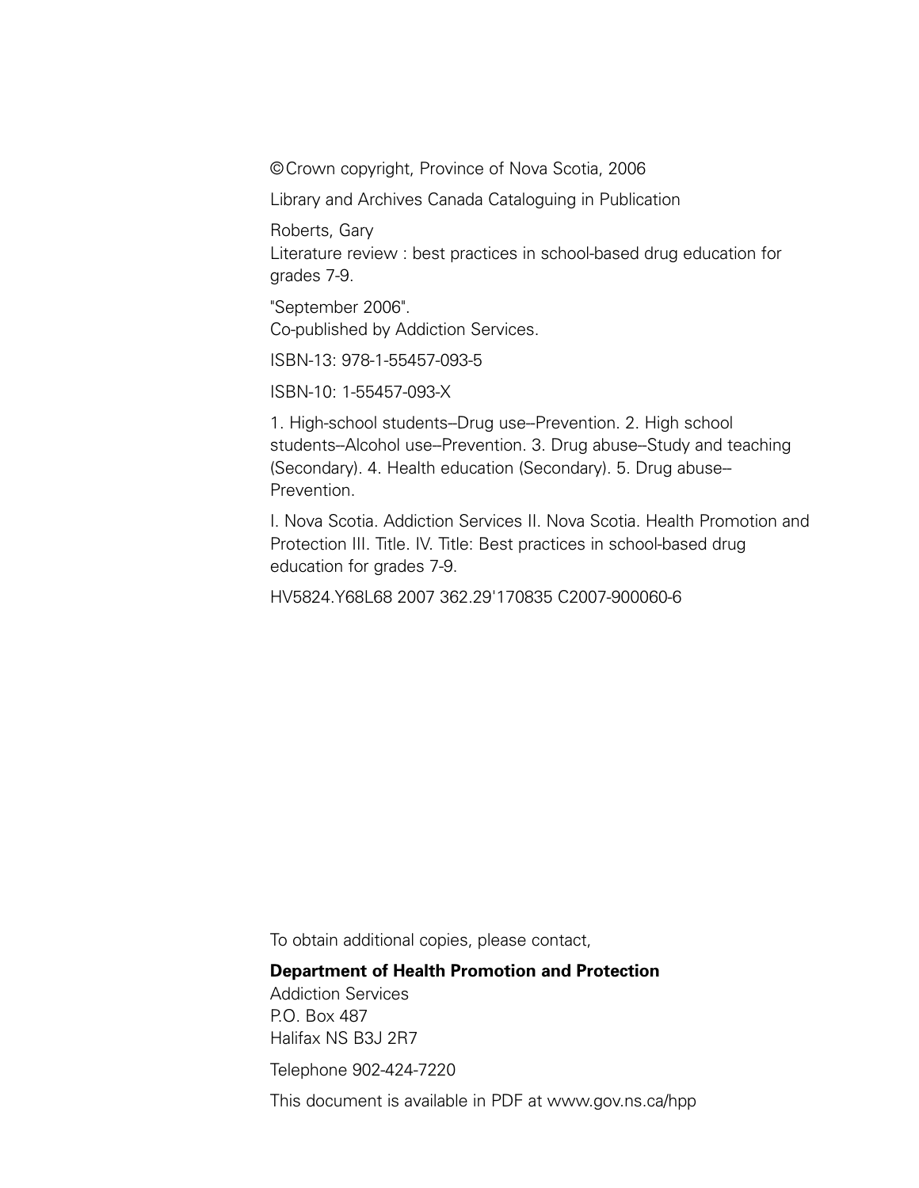©Crown copyright, Province of Nova Scotia, 2006

Library and Archives Canada Cataloguing in Publication

Roberts, Gary
Literature review : best practices in school-based drug education for grades 7-9.

"September 2006".
Co-published by Addiction Services.

ISBN-13: 978-1-55457-093-5

ISBN-10: 1-55457-093-X

1. High-school students--Drug use--Prevention. 2. High school students--Alcohol use--Prevention. 3. Drug abuse--Study and teaching (Secondary). 4. Health education (Secondary). 5. Drug abuse--Prevention.

I. Nova Scotia. Addiction Services II. Nova Scotia. Health Promotion and Protection III. Title. IV. Title: Best practices in school-based drug education for grades 7-9.

HV5824.Y68L68 2007 362.29'170835 C2007-900060-6

To obtain additional copies, please contact,

**Department of Health Promotion and Protection**
Addiction Services
P.O. Box 487
Halifax NS B3J 2R7

Telephone 902-424-7220

This document is available in PDF at www.gov.ns.ca/hpp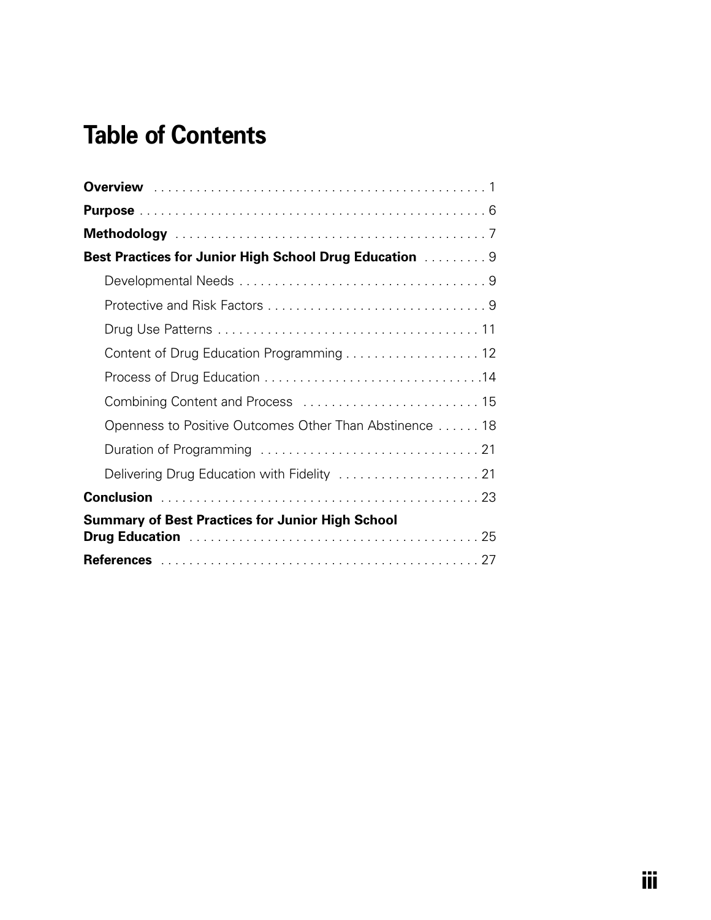# Table of Contents

**Overview** . . . . . . . . . . . . . . . . . . . . . . . . . . . . . . . . . . . . . . . . . . . . . . . 1

**Purpose** . . . . . . . . . . . . . . . . . . . . . . . . . . . . . . . . . . . . . . . . . . . . . . . . 6

**Methodology** . . . . . . . . . . . . . . . . . . . . . . . . . . . . . . . . . . . . . . . . . . . . 7

**Best Practices for Junior High School Drug Education** . . . . . . . . . 9

- Developmental Needs . . . . . . . . . . . . . . . . . . . . . . . . . . . . . . . . . . . 9
- Protective and Risk Factors . . . . . . . . . . . . . . . . . . . . . . . . . . . . . . . 9
- Drug Use Patterns . . . . . . . . . . . . . . . . . . . . . . . . . . . . . . . . . . . . 11
- Content of Drug Education Programming . . . . . . . . . . . . . . . . . . . 12
- Process of Drug Education . . . . . . . . . . . . . . . . . . . . . . . . . . . . . . 14
- Combining Content and Process . . . . . . . . . . . . . . . . . . . . . . . . . 15
- Openness to Positive Outcomes Other Than Abstinence . . . . . . 18
- Duration of Programming . . . . . . . . . . . . . . . . . . . . . . . . . . . . . . 21
- Delivering Drug Education with Fidelity . . . . . . . . . . . . . . . . . . . . 21

**Conclusion** . . . . . . . . . . . . . . . . . . . . . . . . . . . . . . . . . . . . . . . . . . . . 23

**Summary of Best Practices for Junior High School Drug Education** . . . . . . . . . . . . . . . . . . . . . . . . . . . . . . . . . . . . . . . . . 25

**References** . . . . . . . . . . . . . . . . . . . . . . . . . . . . . . . . . . . . . . . . . . . . 27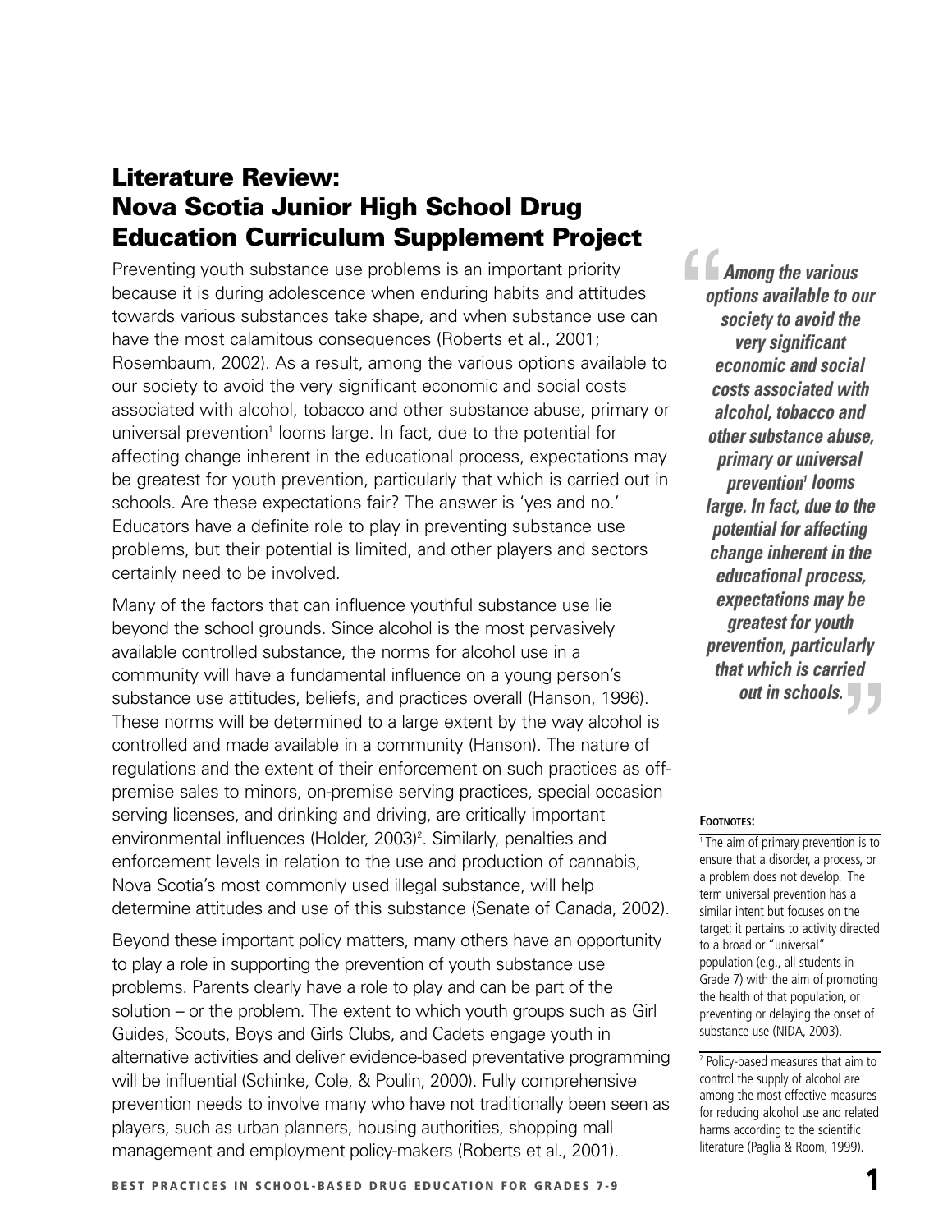# Literature Review: Nova Scotia Junior High School Drug Education Curriculum Supplement Project

Preventing youth substance use problems is an important priority because it is during adolescence when enduring habits and attitudes towards various substances take shape, and when substance use can have the most calamitous consequences (Roberts et al., 2001; Rosembaum, 2002). As a result, among the various options available to our society to avoid the very significant economic and social costs associated with alcohol, tobacco and other substance abuse, primary or universal prevention[1] looms large. In fact, due to the potential for affecting change inherent in the educational process, expectations may be greatest for youth prevention, particularly that which is carried out in schools. Are these expectations fair? The answer is 'yes and no.' Educators have a definite role to play in preventing substance use problems, but their potential is limited, and other players and sectors certainly need to be involved.

> ***"Among the various options available to our society to avoid the very significant economic and social costs associated with alcohol, tobacco and other substance abuse, primary or universal prevention[1] looms large. In fact, due to the potential for affecting change inherent in the educational process, expectations may be greatest for youth prevention, particularly that which is carried out in schools."***

Many of the factors that can influence youthful substance use lie beyond the school grounds. Since alcohol is the most pervasively available controlled substance, the norms for alcohol use in a community will have a fundamental influence on a young person's substance use attitudes, beliefs, and practices overall (Hanson, 1996). These norms will be determined to a large extent by the way alcohol is controlled and made available in a community (Hanson). The nature of regulations and the extent of their enforcement on such practices as off-premise sales to minors, on-premise serving practices, special occasion serving licenses, and drinking and driving, are critically important environmental influences (Holder, 2003)[2]. Similarly, penalties and enforcement levels in relation to the use and production of cannabis, Nova Scotia's most commonly used illegal substance, will help determine attitudes and use of this substance (Senate of Canada, 2002).

Beyond these important policy matters, many others have an opportunity to play a role in supporting the prevention of youth substance use problems. Parents clearly have a role to play and can be part of the solution – or the problem. The extent to which youth groups such as Girl Guides, Scouts, Boys and Girls Clubs, and Cadets engage youth in alternative activities and deliver evidence-based preventative programming will be influential (Schinke, Cole, & Poulin, 2000). Fully comprehensive prevention needs to involve many who have not traditionally been seen as players, such as urban planners, housing authorities, shopping mall management and employment policy-makers (Roberts et al., 2001).

**Footnotes:**

[1] The aim of primary prevention is to ensure that a disorder, a process, or a problem does not develop. The term universal prevention has a similar intent but focuses on the target; it pertains to activity directed to a broad or "universal" population (e.g., all students in Grade 7) with the aim of promoting the health of that population, or preventing or delaying the onset of substance use (NIDA, 2003).

[2] Policy-based measures that aim to control the supply of alcohol are among the most effective measures for reducing alcohol use and related harms according to the scientific literature (Paglia & Room, 1999).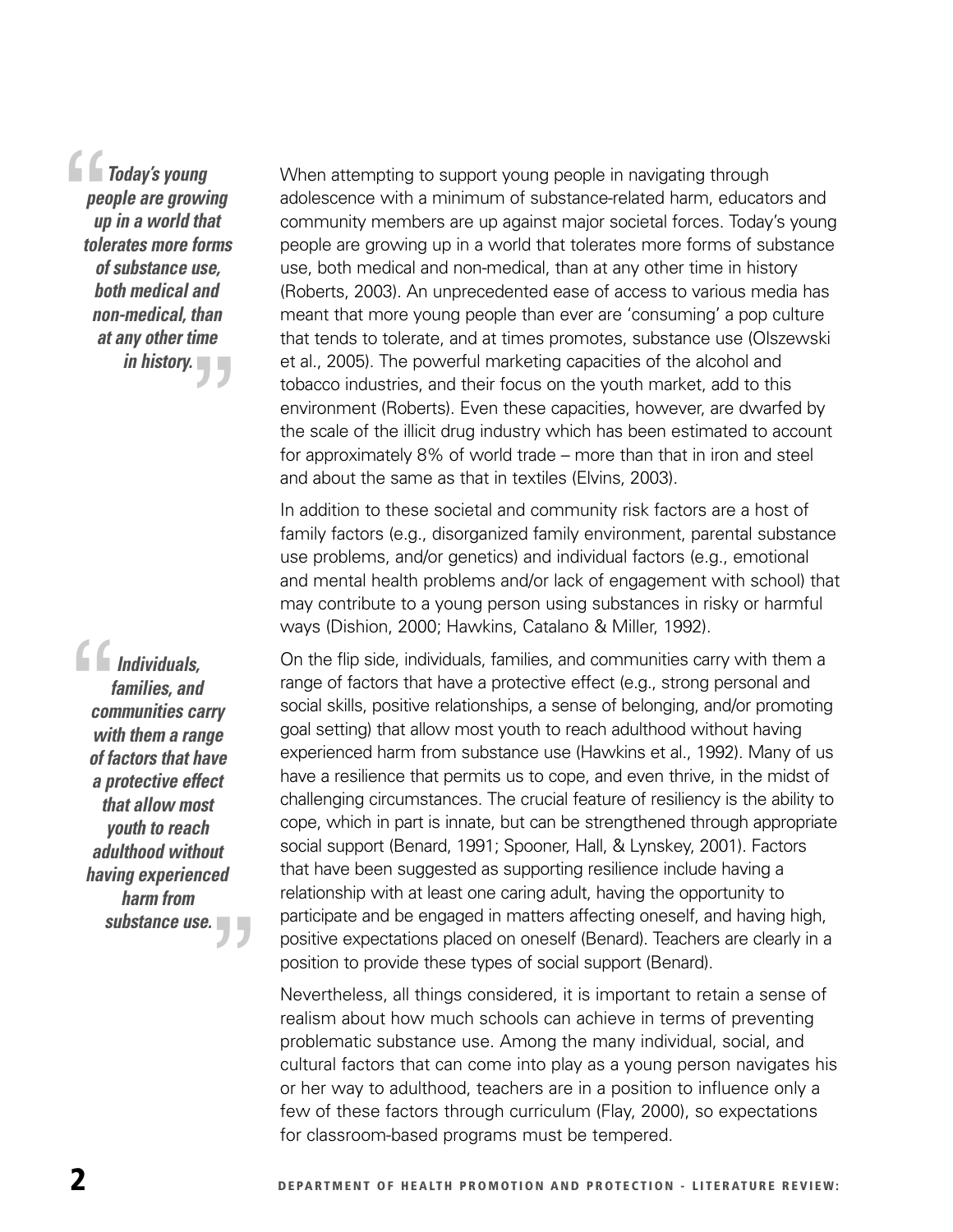> ***"Today's young people are growing up in a world that tolerates more forms of substance use, both medical and non-medical, than at any other time in history."***

When attempting to support young people in navigating through adolescence with a minimum of substance-related harm, educators and community members are up against major societal forces. Today's young people are growing up in a world that tolerates more forms of substance use, both medical and non-medical, than at any other time in history (Roberts, 2003). An unprecedented ease of access to various media has meant that more young people than ever are 'consuming' a pop culture that tends to tolerate, and at times promotes, substance use (Olszewski et al., 2005). The powerful marketing capacities of the alcohol and tobacco industries, and their focus on the youth market, add to this environment (Roberts). Even these capacities, however, are dwarfed by the scale of the illicit drug industry which has been estimated to account for approximately 8% of world trade – more than that in iron and steel and about the same as that in textiles (Elvins, 2003).

In addition to these societal and community risk factors are a host of family factors (e.g., disorganized family environment, parental substance use problems, and/or genetics) and individual factors (e.g., emotional and mental health problems and/or lack of engagement with school) that may contribute to a young person using substances in risky or harmful ways (Dishion, 2000; Hawkins, Catalano & Miller, 1992).

> ***"Individuals, families, and communities carry with them a range of factors that have a protective effect that allow most youth to reach adulthood without having experienced harm from substance use."***

On the flip side, individuals, families, and communities carry with them a range of factors that have a protective effect (e.g., strong personal and social skills, positive relationships, a sense of belonging, and/or promoting goal setting) that allow most youth to reach adulthood without having experienced harm from substance use (Hawkins et al., 1992). Many of us have a resilience that permits us to cope, and even thrive, in the midst of challenging circumstances. The crucial feature of resiliency is the ability to cope, which in part is innate, but can be strengthened through appropriate social support (Benard, 1991; Spooner, Hall, & Lynskey, 2001). Factors that have been suggested as supporting resilience include having a relationship with at least one caring adult, having the opportunity to participate and be engaged in matters affecting oneself, and having high, positive expectations placed on oneself (Benard). Teachers are clearly in a position to provide these types of social support (Benard).

Nevertheless, all things considered, it is important to retain a sense of realism about how much schools can achieve in terms of preventing problematic substance use. Among the many individual, social, and cultural factors that can come into play as a young person navigates his or her way to adulthood, teachers are in a position to influence only a few of these factors through curriculum (Flay, 2000), so expectations for classroom-based programs must be tempered.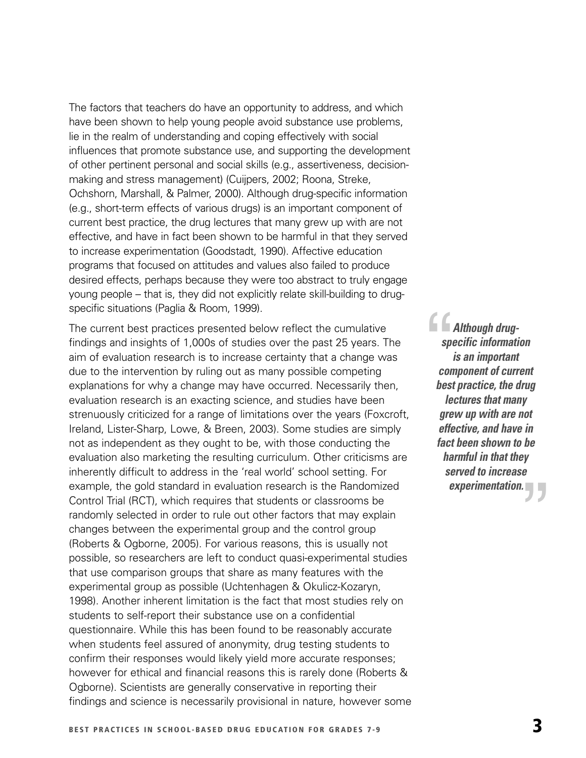The factors that teachers do have an opportunity to address, and which have been shown to help young people avoid substance use problems, lie in the realm of understanding and coping effectively with social influences that promote substance use, and supporting the development of other pertinent personal and social skills (e.g., assertiveness, decision-making and stress management) (Cuijpers, 2002; Roona, Streke, Ochshorn, Marshall, & Palmer, 2000). Although drug-specific information (e.g., short-term effects of various drugs) is an important component of current best practice, the drug lectures that many grew up with are not effective, and have in fact been shown to be harmful in that they served to increase experimentation (Goodstadt, 1990). Affective education programs that focused on attitudes and values also failed to produce desired effects, perhaps because they were too abstract to truly engage young people – that is, they did not explicitly relate skill-building to drug-specific situations (Paglia & Room, 1999).

The current best practices presented below reflect the cumulative findings and insights of 1,000s of studies over the past 25 years. The aim of evaluation research is to increase certainty that a change was due to the intervention by ruling out as many possible competing explanations for why a change may have occurred. Necessarily then, evaluation research is an exacting science, and studies have been strenuously criticized for a range of limitations over the years (Foxcroft, Ireland, Lister-Sharp, Lowe, & Breen, 2003). Some studies are simply not as independent as they ought to be, with those conducting the evaluation also marketing the resulting curriculum. Other criticisms are inherently difficult to address in the 'real world' school setting. For example, the gold standard in evaluation research is the Randomized Control Trial (RCT), which requires that students or classrooms be randomly selected in order to rule out other factors that may explain changes between the experimental group and the control group (Roberts & Ogborne, 2005). For various reasons, this is usually not possible, so researchers are left to conduct quasi-experimental studies that use comparison groups that share as many features with the experimental group as possible (Uchtenhagen & Okulicz-Kozaryn, 1998). Another inherent limitation is the fact that most studies rely on students to self-report their substance use on a confidential questionnaire. While this has been found to be reasonably accurate when students feel assured of anonymity, drug testing students to confirm their responses would likely yield more accurate responses; however for ethical and financial reasons this is rarely done (Roberts & Ogborne). Scientists are generally conservative in reporting their findings and science is necessarily provisional in nature, however some

> ***"Although drug-specific information is an important component of current best practice, the drug lectures that many grew up with are not effective, and have in fact been shown to be harmful in that they served to increase experimentation."***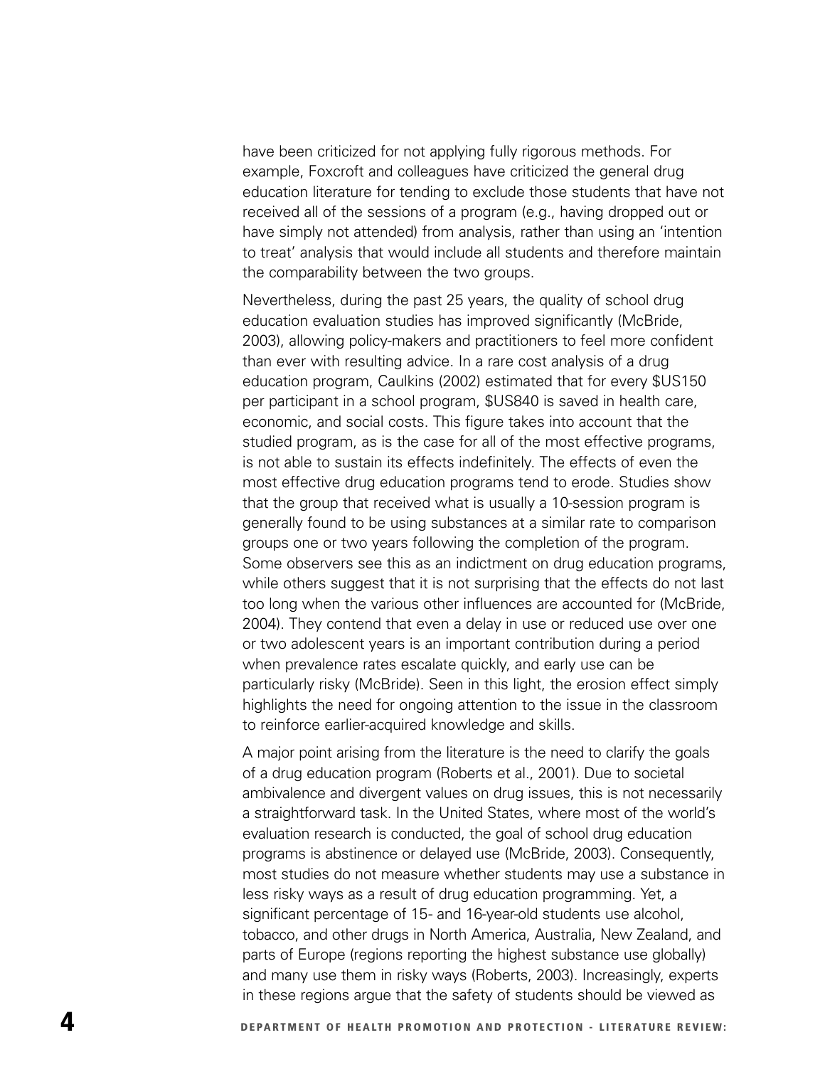have been criticized for not applying fully rigorous methods. For example, Foxcroft and colleagues have criticized the general drug education literature for tending to exclude those students that have not received all of the sessions of a program (e.g., having dropped out or have simply not attended) from analysis, rather than using an 'intention to treat' analysis that would include all students and therefore maintain the comparability between the two groups.

Nevertheless, during the past 25 years, the quality of school drug education evaluation studies has improved significantly (McBride, 2003), allowing policy-makers and practitioners to feel more confident than ever with resulting advice. In a rare cost analysis of a drug education program, Caulkins (2002) estimated that for every $US150 per participant in a school program, $US840 is saved in health care, economic, and social costs. This figure takes into account that the studied program, as is the case for all of the most effective programs, is not able to sustain its effects indefinitely. The effects of even the most effective drug education programs tend to erode. Studies show that the group that received what is usually a 10-session program is generally found to be using substances at a similar rate to comparison groups one or two years following the completion of the program. Some observers see this as an indictment on drug education programs, while others suggest that it is not surprising that the effects do not last too long when the various other influences are accounted for (McBride, 2004). They contend that even a delay in use or reduced use over one or two adolescent years is an important contribution during a period when prevalence rates escalate quickly, and early use can be particularly risky (McBride). Seen in this light, the erosion effect simply highlights the need for ongoing attention to the issue in the classroom to reinforce earlier-acquired knowledge and skills.

A major point arising from the literature is the need to clarify the goals of a drug education program (Roberts et al., 2001). Due to societal ambivalence and divergent values on drug issues, this is not necessarily a straightforward task. In the United States, where most of the world's evaluation research is conducted, the goal of school drug education programs is abstinence or delayed use (McBride, 2003). Consequently, most studies do not measure whether students may use a substance in less risky ways as a result of drug education programming. Yet, a significant percentage of 15- and 16-year-old students use alcohol, tobacco, and other drugs in North America, Australia, New Zealand, and parts of Europe (regions reporting the highest substance use globally) and many use them in risky ways (Roberts, 2003). Increasingly, experts in these regions argue that the safety of students should be viewed as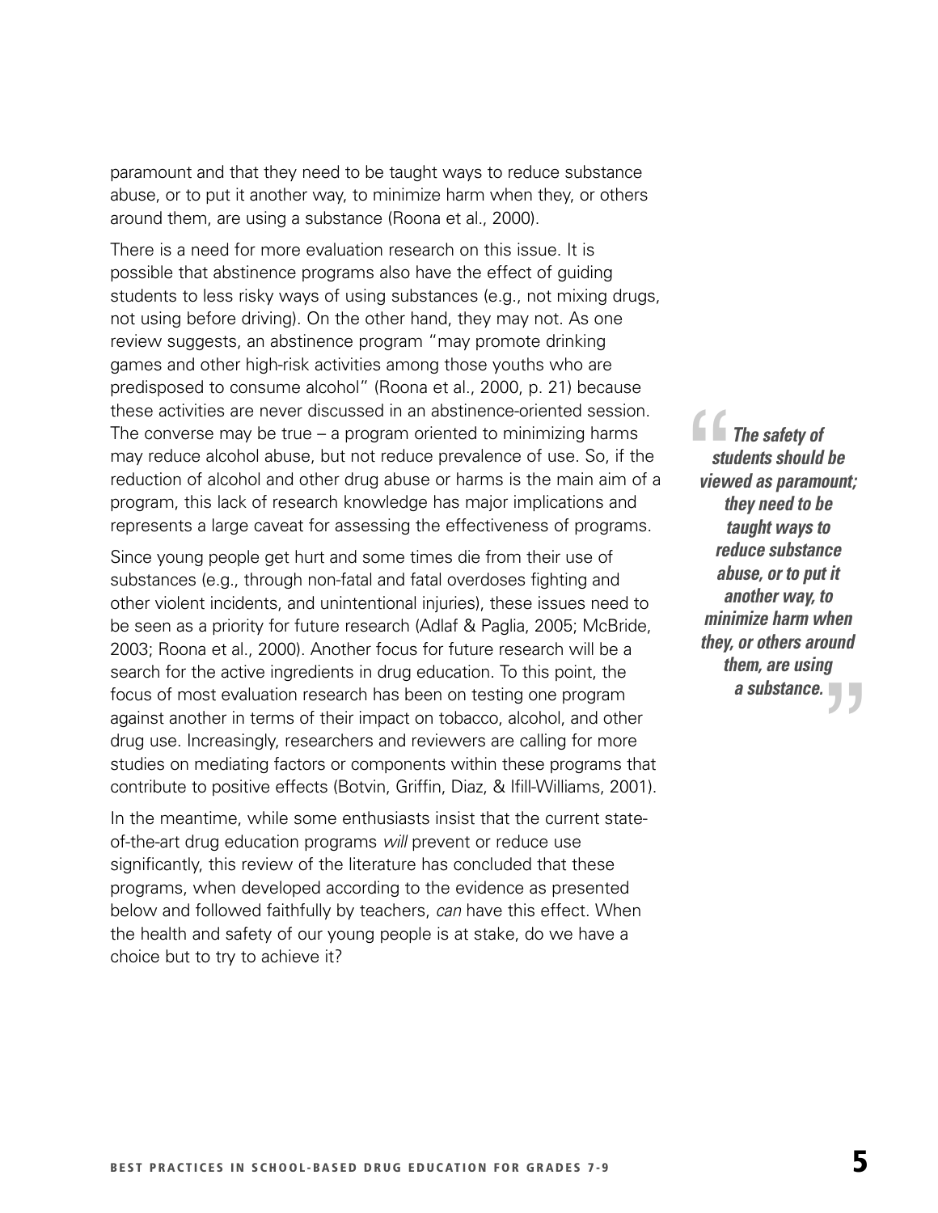paramount and that they need to be taught ways to reduce substance abuse, or to put it another way, to minimize harm when they, or others around them, are using a substance (Roona et al., 2000).

There is a need for more evaluation research on this issue. It is possible that abstinence programs also have the effect of guiding students to less risky ways of using substances (e.g., not mixing drugs, not using before driving). On the other hand, they may not. As one review suggests, an abstinence program "may promote drinking games and other high-risk activities among those youths who are predisposed to consume alcohol" (Roona et al., 2000, p. 21) because these activities are never discussed in an abstinence-oriented session. The converse may be true – a program oriented to minimizing harms may reduce alcohol abuse, but not reduce prevalence of use. So, if the reduction of alcohol and other drug abuse or harms is the main aim of a program, this lack of research knowledge has major implications and represents a large caveat for assessing the effectiveness of programs.

> ***"The safety of students should be viewed as paramount; they need to be taught ways to reduce substance abuse, or to put it another way, to minimize harm when they, or others around them, are using a substance."***

Since young people get hurt and some times die from their use of substances (e.g., through non-fatal and fatal overdoses fighting and other violent incidents, and unintentional injuries), these issues need to be seen as a priority for future research (Adlaf & Paglia, 2005; McBride, 2003; Roona et al., 2000). Another focus for future research will be a search for the active ingredients in drug education. To this point, the focus of most evaluation research has been on testing one program against another in terms of their impact on tobacco, alcohol, and other drug use. Increasingly, researchers and reviewers are calling for more studies on mediating factors or components within these programs that contribute to positive effects (Botvin, Griffin, Diaz, & Ifill-Williams, 2001).

In the meantime, while some enthusiasts insist that the current state-of-the-art drug education programs *will* prevent or reduce use significantly, this review of the literature has concluded that these programs, when developed according to the evidence as presented below and followed faithfully by teachers, *can* have this effect. When the health and safety of our young people is at stake, do we have a choice but to try to achieve it?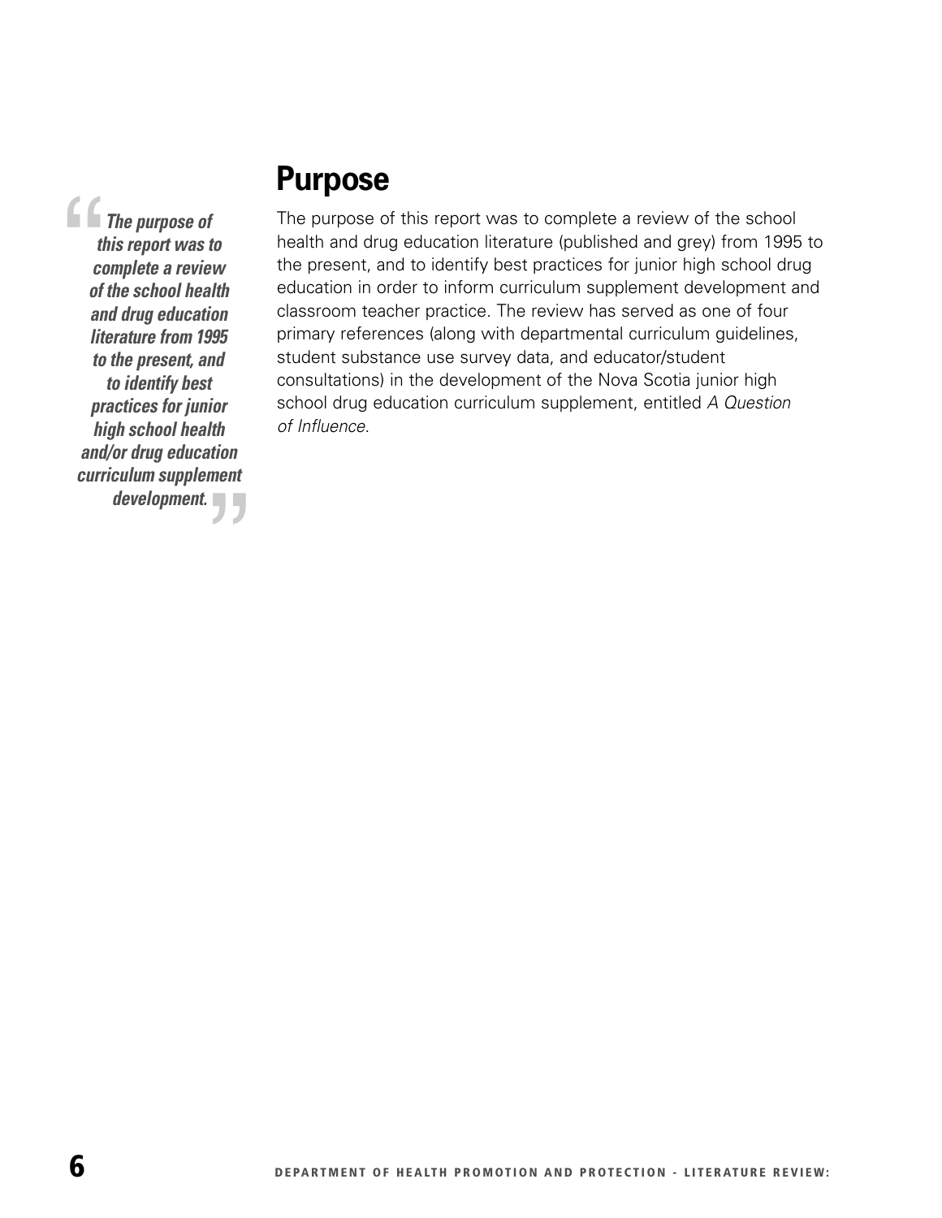> ***The purpose of this report was to complete a review of the school health and drug education literature from 1995 to the present, and to identify best practices for junior high school health and/or drug education curriculum supplement development.***

## Purpose

The purpose of this report was to complete a review of the school health and drug education literature (published and grey) from 1995 to the present, and to identify best practices for junior high school drug education in order to inform curriculum supplement development and classroom teacher practice. The review has served as one of four primary references (along with departmental curriculum guidelines, student substance use survey data, and educator/student consultations) in the development of the Nova Scotia junior high school drug education curriculum supplement, entitled *A Question of Influence*.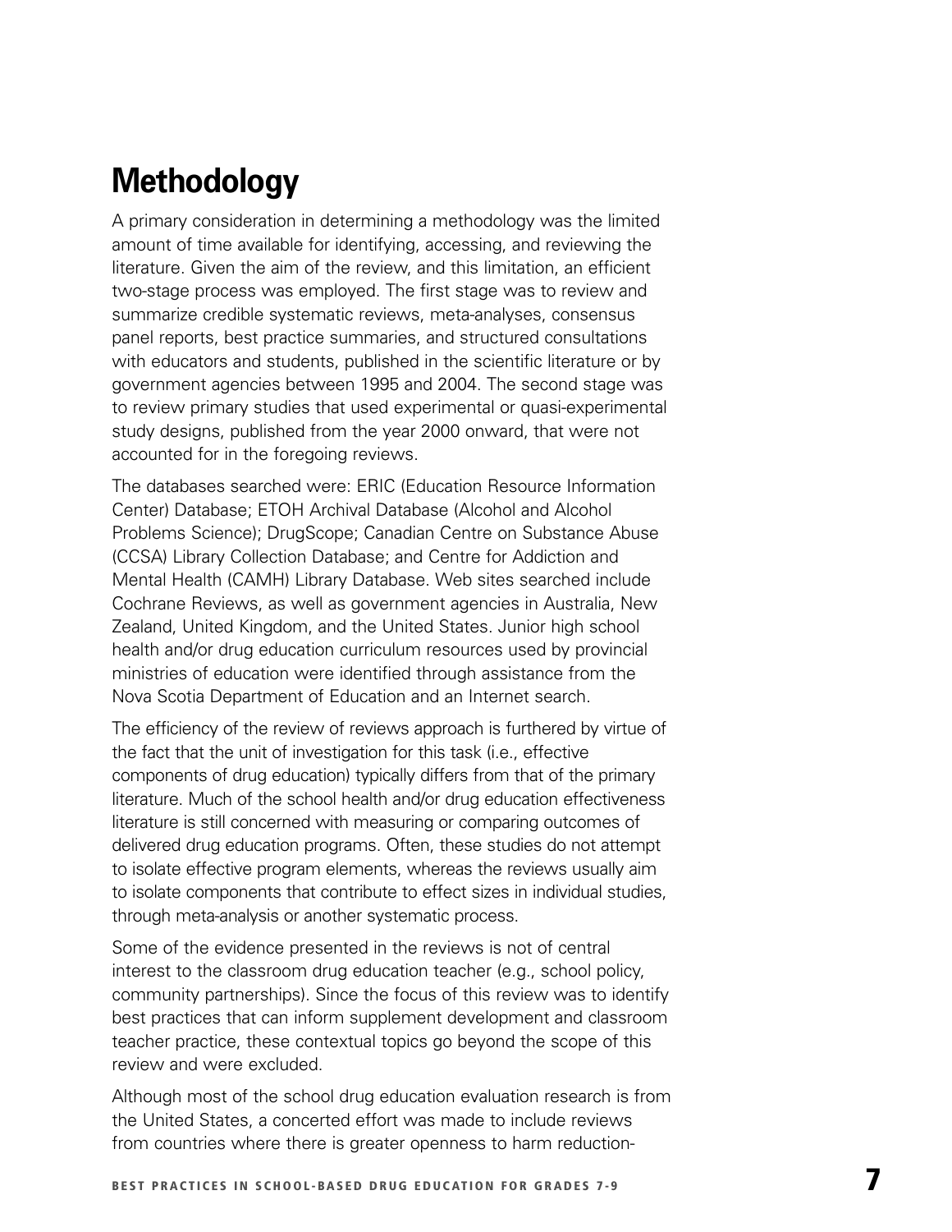# Methodology

A primary consideration in determining a methodology was the limited amount of time available for identifying, accessing, and reviewing the literature. Given the aim of the review, and this limitation, an efficient two-stage process was employed. The first stage was to review and summarize credible systematic reviews, meta-analyses, consensus panel reports, best practice summaries, and structured consultations with educators and students, published in the scientific literature or by government agencies between 1995 and 2004. The second stage was to review primary studies that used experimental or quasi-experimental study designs, published from the year 2000 onward, that were not accounted for in the foregoing reviews.

The databases searched were: ERIC (Education Resource Information Center) Database; ETOH Archival Database (Alcohol and Alcohol Problems Science); DrugScope; Canadian Centre on Substance Abuse (CCSA) Library Collection Database; and Centre for Addiction and Mental Health (CAMH) Library Database. Web sites searched include Cochrane Reviews, as well as government agencies in Australia, New Zealand, United Kingdom, and the United States. Junior high school health and/or drug education curriculum resources used by provincial ministries of education were identified through assistance from the Nova Scotia Department of Education and an Internet search.

The efficiency of the review of reviews approach is furthered by virtue of the fact that the unit of investigation for this task (i.e., effective components of drug education) typically differs from that of the primary literature. Much of the school health and/or drug education effectiveness literature is still concerned with measuring or comparing outcomes of delivered drug education programs. Often, these studies do not attempt to isolate effective program elements, whereas the reviews usually aim to isolate components that contribute to effect sizes in individual studies, through meta-analysis or another systematic process.

Some of the evidence presented in the reviews is not of central interest to the classroom drug education teacher (e.g., school policy, community partnerships). Since the focus of this review was to identify best practices that can inform supplement development and classroom teacher practice, these contextual topics go beyond the scope of this review and were excluded.

Although most of the school drug education evaluation research is from the United States, a concerted effort was made to include reviews from countries where there is greater openness to harm reduction-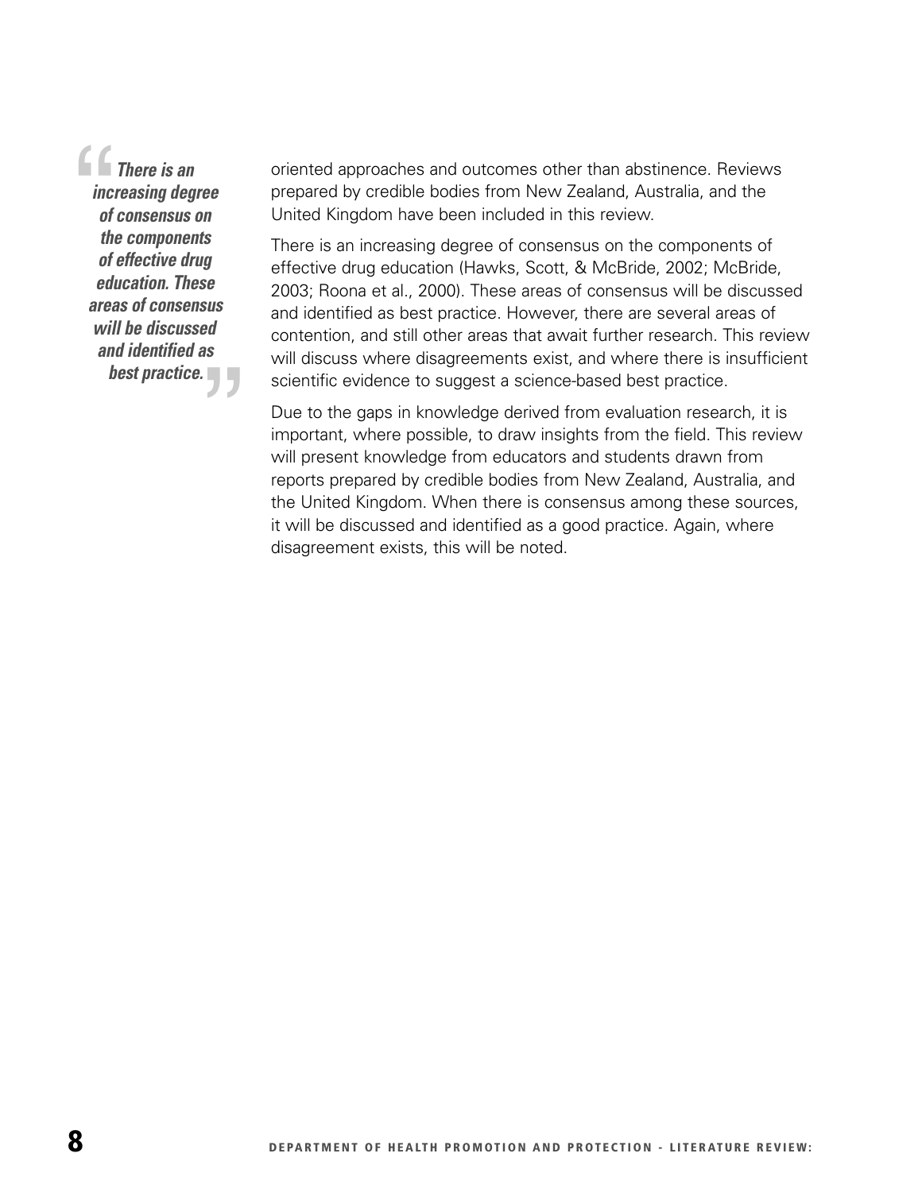> ***There is an increasing degree of consensus on the components of effective drug education. These areas of consensus will be discussed and identified as best practice.***

oriented approaches and outcomes other than abstinence. Reviews prepared by credible bodies from New Zealand, Australia, and the United Kingdom have been included in this review.

There is an increasing degree of consensus on the components of effective drug education (Hawks, Scott, & McBride, 2002; McBride, 2003; Roona et al., 2000). These areas of consensus will be discussed and identified as best practice. However, there are several areas of contention, and still other areas that await further research. This review will discuss where disagreements exist, and where there is insufficient scientific evidence to suggest a science-based best practice.

Due to the gaps in knowledge derived from evaluation research, it is important, where possible, to draw insights from the field. This review will present knowledge from educators and students drawn from reports prepared by credible bodies from New Zealand, Australia, and the United Kingdom. When there is consensus among these sources, it will be discussed and identified as a good practice. Again, where disagreement exists, this will be noted.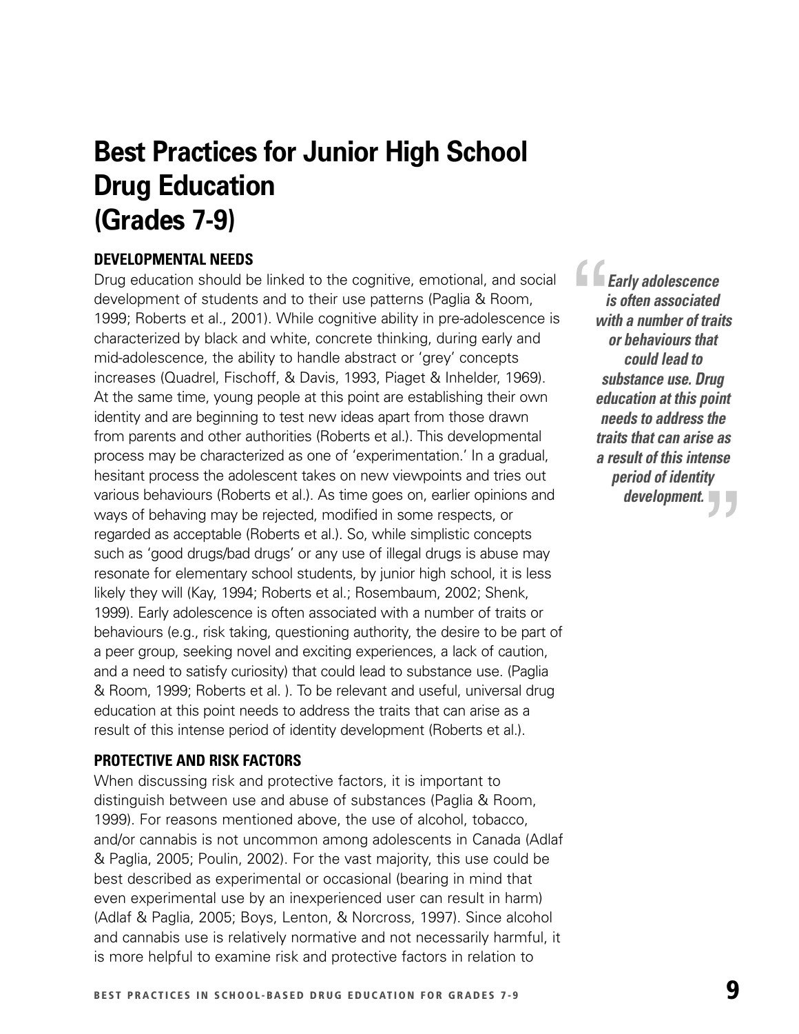# Best Practices for Junior High School Drug Education (Grades 7-9)

## DEVELOPMENTAL NEEDS

Drug education should be linked to the cognitive, emotional, and social development of students and to their use patterns (Paglia & Room, 1999; Roberts et al., 2001). While cognitive ability in pre-adolescence is characterized by black and white, concrete thinking, during early and mid-adolescence, the ability to handle abstract or 'grey' concepts increases (Quadrel, Fischoff, & Davis, 1993, Piaget & Inhelder, 1969). At the same time, young people at this point are establishing their own identity and are beginning to test new ideas apart from those drawn from parents and other authorities (Roberts et al.). This developmental process may be characterized as one of 'experimentation.' In a gradual, hesitant process the adolescent takes on new viewpoints and tries out various behaviours (Roberts et al.). As time goes on, earlier opinions and ways of behaving may be rejected, modified in some respects, or regarded as acceptable (Roberts et al.). So, while simplistic concepts such as 'good drugs/bad drugs' or any use of illegal drugs is abuse may resonate for elementary school students, by junior high school, it is less likely they will (Kay, 1994; Roberts et al.; Rosembaum, 2002; Shenk, 1999). Early adolescence is often associated with a number of traits or behaviours (e.g., risk taking, questioning authority, the desire to be part of a peer group, seeking novel and exciting experiences, a lack of caution, and a need to satisfy curiosity) that could lead to substance use. (Paglia & Room, 1999; Roberts et al. ). To be relevant and useful, universal drug education at this point needs to address the traits that can arise as a result of this intense period of identity development (Roberts et al.).

> ***"Early adolescence is often associated with a number of traits or behaviours that could lead to substance use. Drug education at this point needs to address the traits that can arise as a result of this intense period of identity development."***

## PROTECTIVE AND RISK FACTORS

When discussing risk and protective factors, it is important to distinguish between use and abuse of substances (Paglia & Room, 1999). For reasons mentioned above, the use of alcohol, tobacco, and/or cannabis is not uncommon among adolescents in Canada (Adlaf & Paglia, 2005; Poulin, 2002). For the vast majority, this use could be best described as experimental or occasional (bearing in mind that even experimental use by an inexperienced user can result in harm) (Adlaf & Paglia, 2005; Boys, Lenton, & Norcross, 1997). Since alcohol and cannabis use is relatively normative and not necessarily harmful, it is more helpful to examine risk and protective factors in relation to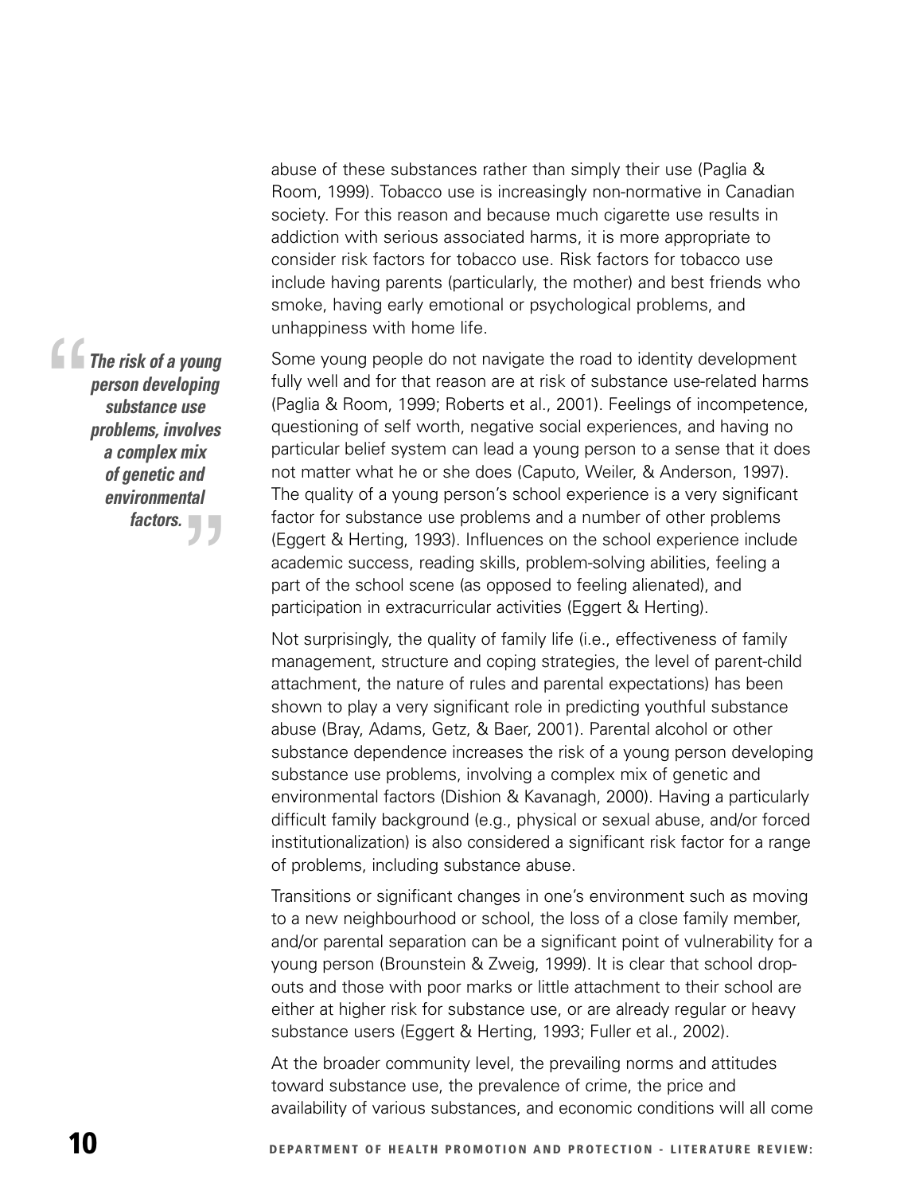abuse of these substances rather than simply their use (Paglia & Room, 1999). Tobacco use is increasingly non-normative in Canadian society. For this reason and because much cigarette use results in addiction with serious associated harms, it is more appropriate to consider risk factors for tobacco use. Risk factors for tobacco use include having parents (particularly, the mother) and best friends who smoke, having early emotional or psychological problems, and unhappiness with home life.

> ***"The risk of a young person developing substance use problems, involves a complex mix of genetic and environmental factors."***

Some young people do not navigate the road to identity development fully well and for that reason are at risk of substance use-related harms (Paglia & Room, 1999; Roberts et al., 2001). Feelings of incompetence, questioning of self worth, negative social experiences, and having no particular belief system can lead a young person to a sense that it does not matter what he or she does (Caputo, Weiler, & Anderson, 1997). The quality of a young person's school experience is a very significant factor for substance use problems and a number of other problems (Eggert & Herting, 1993). Influences on the school experience include academic success, reading skills, problem-solving abilities, feeling a part of the school scene (as opposed to feeling alienated), and participation in extracurricular activities (Eggert & Herting).

Not surprisingly, the quality of family life (i.e., effectiveness of family management, structure and coping strategies, the level of parent-child attachment, the nature of rules and parental expectations) has been shown to play a very significant role in predicting youthful substance abuse (Bray, Adams, Getz, & Baer, 2001). Parental alcohol or other substance dependence increases the risk of a young person developing substance use problems, involving a complex mix of genetic and environmental factors (Dishion & Kavanagh, 2000). Having a particularly difficult family background (e.g., physical or sexual abuse, and/or forced institutionalization) is also considered a significant risk factor for a range of problems, including substance abuse.

Transitions or significant changes in one's environment such as moving to a new neighbourhood or school, the loss of a close family member, and/or parental separation can be a significant point of vulnerability for a young person (Brounstein & Zweig, 1999). It is clear that school drop-outs and those with poor marks or little attachment to their school are either at higher risk for substance use, or are already regular or heavy substance users (Eggert & Herting, 1993; Fuller et al., 2002).

At the broader community level, the prevailing norms and attitudes toward substance use, the prevalence of crime, the price and availability of various substances, and economic conditions will all come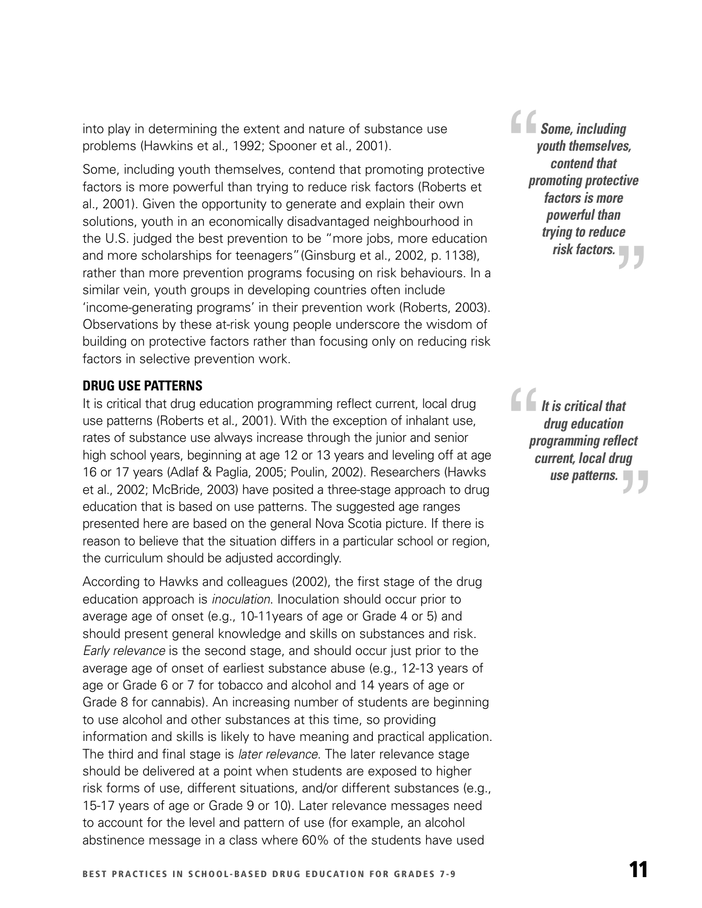into play in determining the extent and nature of substance use problems (Hawkins et al., 1992; Spooner et al., 2001).

Some, including youth themselves, contend that promoting protective factors is more powerful than trying to reduce risk factors (Roberts et al., 2001). Given the opportunity to generate and explain their own solutions, youth in an economically disadvantaged neighbourhood in the U.S. judged the best prevention to be "more jobs, more education and more scholarships for teenagers" (Ginsburg et al., 2002, p. 1138), rather than more prevention programs focusing on risk behaviours. In a similar vein, youth groups in developing countries often include 'income-generating programs' in their prevention work (Roberts, 2003). Observations by these at-risk young people underscore the wisdom of building on protective factors rather than focusing only on reducing risk factors in selective prevention work.

> ***Some, including youth themselves, contend that promoting protective factors is more powerful than trying to reduce risk factors.***

### DRUG USE PATTERNS

It is critical that drug education programming reflect current, local drug use patterns (Roberts et al., 2001). With the exception of inhalant use, rates of substance use always increase through the junior and senior high school years, beginning at age 12 or 13 years and leveling off at age 16 or 17 years (Adlaf & Paglia, 2005; Poulin, 2002). Researchers (Hawks et al., 2002; McBride, 2003) have posited a three-stage approach to drug education that is based on use patterns. The suggested age ranges presented here are based on the general Nova Scotia picture. If there is reason to believe that the situation differs in a particular school or region, the curriculum should be adjusted accordingly.

> ***It is critical that drug education programming reflect current, local drug use patterns.***

According to Hawks and colleagues (2002), the first stage of the drug education approach is *inoculation*. Inoculation should occur prior to average age of onset (e.g., 10-11years of age or Grade 4 or 5) and should present general knowledge and skills on substances and risk. *Early relevance* is the second stage, and should occur just prior to the average age of onset of earliest substance abuse (e.g., 12-13 years of age or Grade 6 or 7 for tobacco and alcohol and 14 years of age or Grade 8 for cannabis). An increasing number of students are beginning to use alcohol and other substances at this time, so providing information and skills is likely to have meaning and practical application. The third and final stage is *later relevance*. The later relevance stage should be delivered at a point when students are exposed to higher risk forms of use, different situations, and/or different substances (e.g., 15-17 years of age or Grade 9 or 10). Later relevance messages need to account for the level and pattern of use (for example, an alcohol abstinence message in a class where 60% of the students have used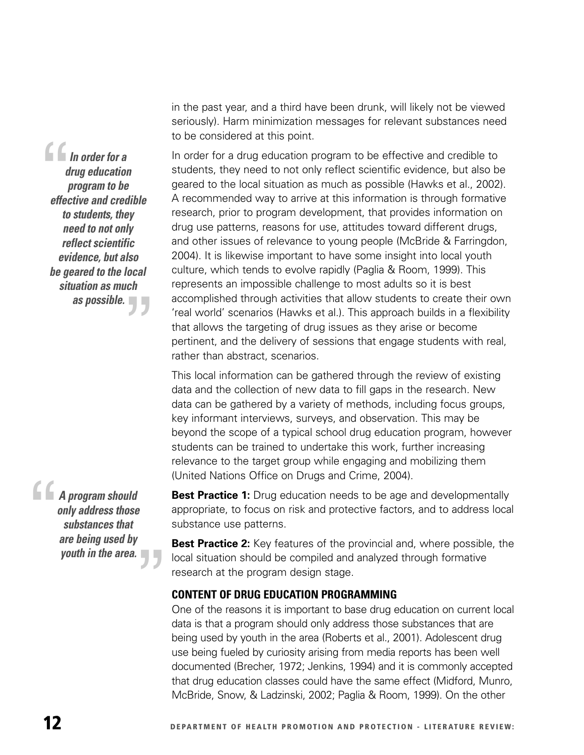in the past year, and a third have been drunk, will likely not be viewed seriously). Harm minimization messages for relevant substances need to be considered at this point.

> *In order for a drug education program to be effective and credible to students, they need to not only reflect scientific evidence, but also be geared to the local situation as much as possible.*

In order for a drug education program to be effective and credible to students, they need to not only reflect scientific evidence, but also be geared to the local situation as much as possible (Hawks et al., 2002). A recommended way to arrive at this information is through formative research, prior to program development, that provides information on drug use patterns, reasons for use, attitudes toward different drugs, and other issues of relevance to young people (McBride & Farringdon, 2004). It is likewise important to have some insight into local youth culture, which tends to evolve rapidly (Paglia & Room, 1999). This represents an impossible challenge to most adults so it is best accomplished through activities that allow students to create their own 'real world' scenarios (Hawks et al.). This approach builds in a flexibility that allows the targeting of drug issues as they arise or become pertinent, and the delivery of sessions that engage students with real, rather than abstract, scenarios.

This local information can be gathered through the review of existing data and the collection of new data to fill gaps in the research. New data can be gathered by a variety of methods, including focus groups, key informant interviews, surveys, and observation. This may be beyond the scope of a typical school drug education program, however students can be trained to undertake this work, further increasing relevance to the target group while engaging and mobilizing them (United Nations Office on Drugs and Crime, 2004).

> *A program should only address those substances that are being used by youth in the area.*

**Best Practice 1:** Drug education needs to be age and developmentally appropriate, to focus on risk and protective factors, and to address local substance use patterns.

**Best Practice 2:** Key features of the provincial and, where possible, the local situation should be compiled and analyzed through formative research at the program design stage.

### CONTENT OF DRUG EDUCATION PROGRAMMING

One of the reasons it is important to base drug education on current local data is that a program should only address those substances that are being used by youth in the area (Roberts et al., 2001). Adolescent drug use being fueled by curiosity arising from media reports has been well documented (Brecher, 1972; Jenkins, 1994) and it is commonly accepted that drug education classes could have the same effect (Midford, Munro, McBride, Snow, & Ladzinski, 2002; Paglia & Room, 1999). On the other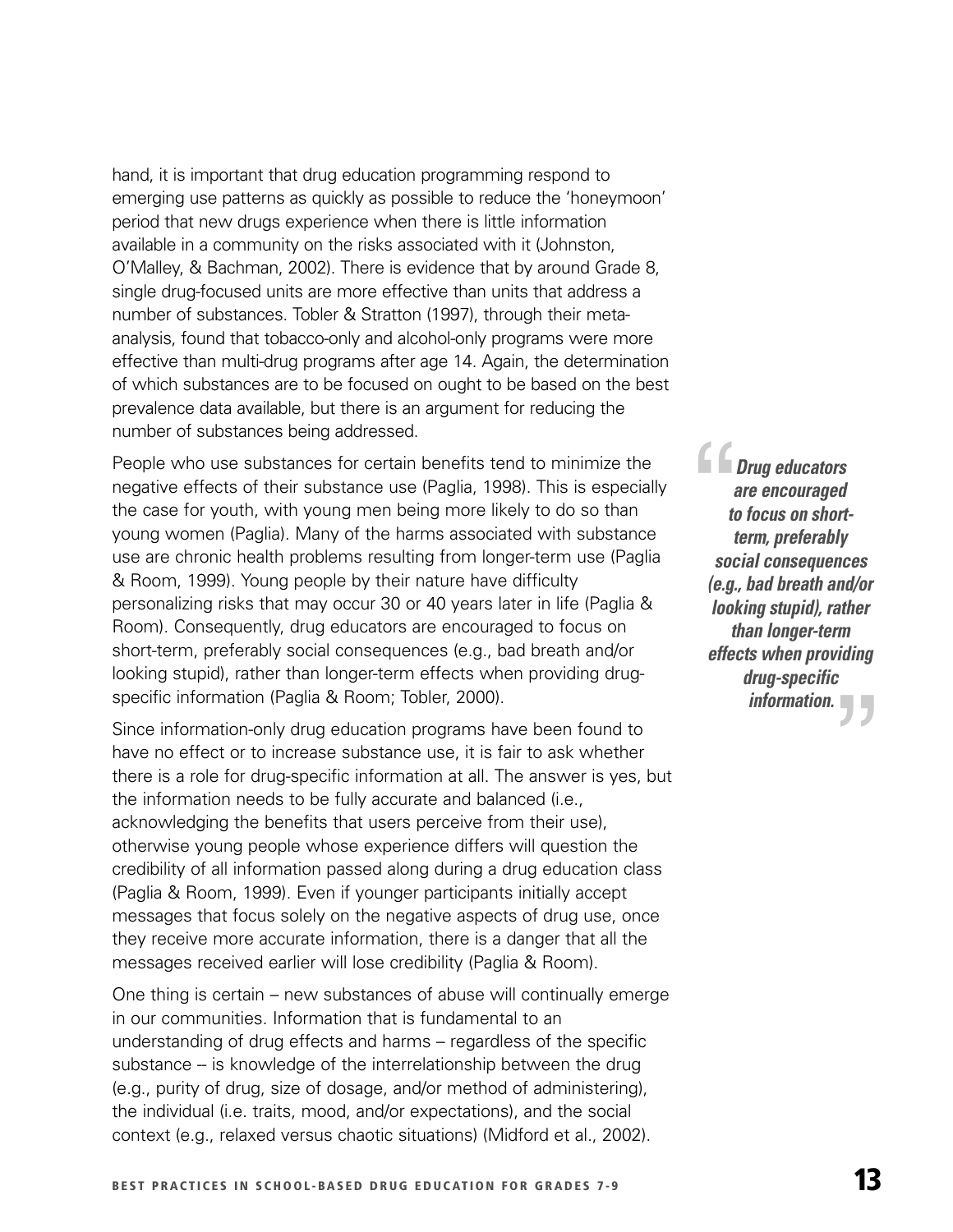hand, it is important that drug education programming respond to emerging use patterns as quickly as possible to reduce the 'honeymoon' period that new drugs experience when there is little information available in a community on the risks associated with it (Johnston, O'Malley, & Bachman, 2002). There is evidence that by around Grade 8, single drug-focused units are more effective than units that address a number of substances. Tobler & Stratton (1997), through their meta-analysis, found that tobacco-only and alcohol-only programs were more effective than multi-drug programs after age 14. Again, the determination of which substances are to be focused on ought to be based on the best prevalence data available, but there is an argument for reducing the number of substances being addressed.

People who use substances for certain benefits tend to minimize the negative effects of their substance use (Paglia, 1998). This is especially the case for youth, with young men being more likely to do so than young women (Paglia). Many of the harms associated with substance use are chronic health problems resulting from longer-term use (Paglia & Room, 1999). Young people by their nature have difficulty personalizing risks that may occur 30 or 40 years later in life (Paglia & Room). Consequently, drug educators are encouraged to focus on short-term, preferably social consequences (e.g., bad breath and/or looking stupid), rather than longer-term effects when providing drug-specific information (Paglia & Room; Tobler, 2000).

> ***"Drug educators are encouraged to focus on short-term, preferably social consequences (e.g., bad breath and/or looking stupid), rather than longer-term effects when providing drug-specific information."***

Since information-only drug education programs have been found to have no effect or to increase substance use, it is fair to ask whether there is a role for drug-specific information at all. The answer is yes, but the information needs to be fully accurate and balanced (i.e., acknowledging the benefits that users perceive from their use), otherwise young people whose experience differs will question the credibility of all information passed along during a drug education class (Paglia & Room, 1999). Even if younger participants initially accept messages that focus solely on the negative aspects of drug use, once they receive more accurate information, there is a danger that all the messages received earlier will lose credibility (Paglia & Room).

One thing is certain – new substances of abuse will continually emerge in our communities. Information that is fundamental to an understanding of drug effects and harms – regardless of the specific substance – is knowledge of the interrelationship between the drug (e.g., purity of drug, size of dosage, and/or method of administering), the individual (i.e. traits, mood, and/or expectations), and the social context (e.g., relaxed versus chaotic situations) (Midford et al., 2002).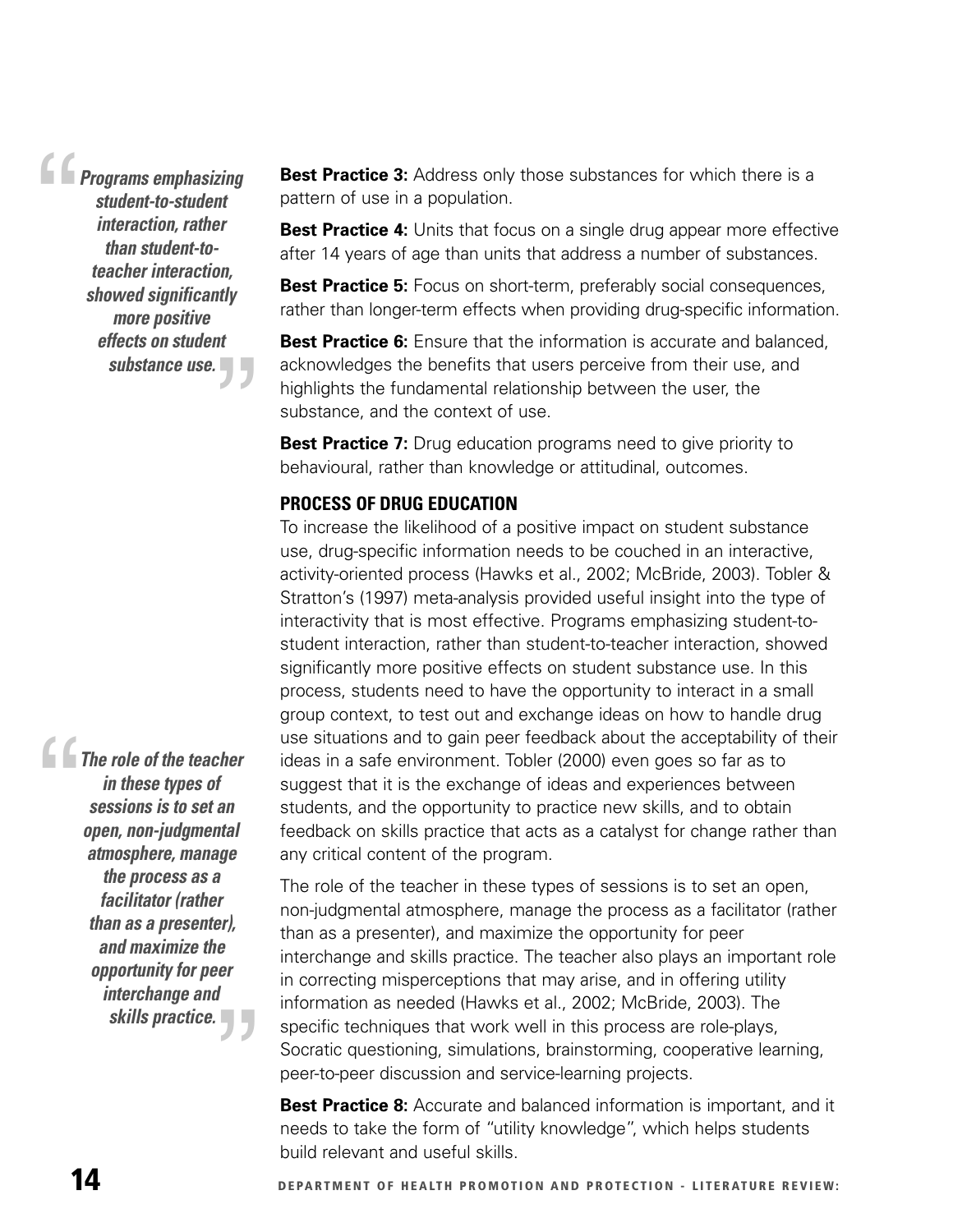> *Programs emphasizing student-to-student interaction, rather than student-to-teacher interaction, showed significantly more positive effects on student substance use.*

**Best Practice 3:** Address only those substances for which there is a pattern of use in a population.

**Best Practice 4:** Units that focus on a single drug appear more effective after 14 years of age than units that address a number of substances.

**Best Practice 5:** Focus on short-term, preferably social consequences, rather than longer-term effects when providing drug-specific information.

**Best Practice 6:** Ensure that the information is accurate and balanced, acknowledges the benefits that users perceive from their use, and highlights the fundamental relationship between the user, the substance, and the context of use.

**Best Practice 7:** Drug education programs need to give priority to behavioural, rather than knowledge or attitudinal, outcomes.

### PROCESS OF DRUG EDUCATION

To increase the likelihood of a positive impact on student substance use, drug-specific information needs to be couched in an interactive, activity-oriented process (Hawks et al., 2002; McBride, 2003). Tobler & Stratton's (1997) meta-analysis provided useful insight into the type of interactivity that is most effective. Programs emphasizing student-to-student interaction, rather than student-to-teacher interaction, showed significantly more positive effects on student substance use. In this process, students need to have the opportunity to interact in a small group context, to test out and exchange ideas on how to handle drug use situations and to gain peer feedback about the acceptability of their ideas in a safe environment. Tobler (2000) even goes so far as to suggest that it is the exchange of ideas and experiences between students, and the opportunity to practice new skills, and to obtain feedback on skills practice that acts as a catalyst for change rather than any critical content of the program.

> *The role of the teacher in these types of sessions is to set an open, non-judgmental atmosphere, manage the process as a facilitator (rather than as a presenter), and maximize the opportunity for peer interchange and skills practice.*

The role of the teacher in these types of sessions is to set an open, non-judgmental atmosphere, manage the process as a facilitator (rather than as a presenter), and maximize the opportunity for peer interchange and skills practice. The teacher also plays an important role in correcting misperceptions that may arise, and in offering utility information as needed (Hawks et al., 2002; McBride, 2003). The specific techniques that work well in this process are role-plays, Socratic questioning, simulations, brainstorming, cooperative learning, peer-to-peer discussion and service-learning projects.

**Best Practice 8:** Accurate and balanced information is important, and it needs to take the form of "utility knowledge", which helps students build relevant and useful skills.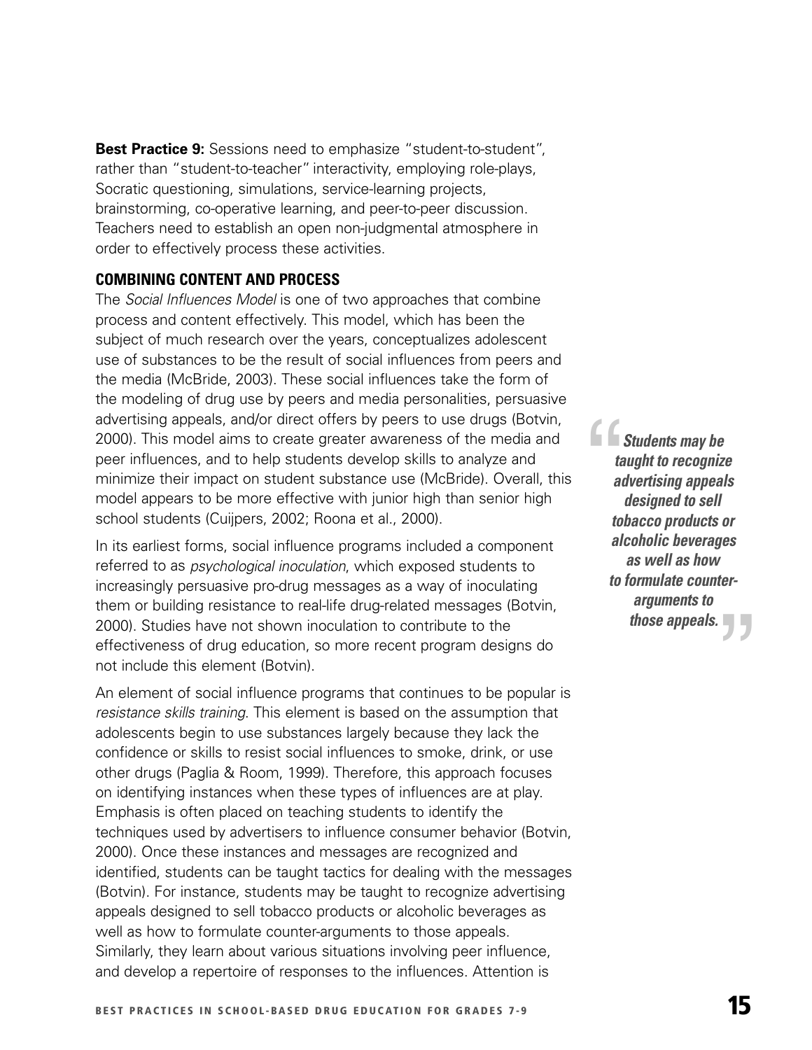**Best Practice 9:** Sessions need to emphasize "student-to-student", rather than "student-to-teacher" interactivity, employing role-plays, Socratic questioning, simulations, service-learning projects, brainstorming, co-operative learning, and peer-to-peer discussion. Teachers need to establish an open non-judgmental atmosphere in order to effectively process these activities.

### COMBINING CONTENT AND PROCESS

The *Social Influences Model* is one of two approaches that combine process and content effectively. This model, which has been the subject of much research over the years, conceptualizes adolescent use of substances to be the result of social influences from peers and the media (McBride, 2003). These social influences take the form of the modeling of drug use by peers and media personalities, persuasive advertising appeals, and/or direct offers by peers to use drugs (Botvin, 2000). This model aims to create greater awareness of the media and peer influences, and to help students develop skills to analyze and minimize their impact on student substance use (McBride). Overall, this model appears to be more effective with junior high than senior high school students (Cuijpers, 2002; Roona et al., 2000).

In its earliest forms, social influence programs included a component referred to as *psychological inoculation*, which exposed students to increasingly persuasive pro-drug messages as a way of inoculating them or building resistance to real-life drug-related messages (Botvin, 2000). Studies have not shown inoculation to contribute to the effectiveness of drug education, so more recent program designs do not include this element (Botvin).

> ***"Students may be taught to recognize advertising appeals designed to sell tobacco products or alcoholic beverages as well as how to formulate counter-arguments to those appeals."***

An element of social influence programs that continues to be popular is *resistance skills training*. This element is based on the assumption that adolescents begin to use substances largely because they lack the confidence or skills to resist social influences to smoke, drink, or use other drugs (Paglia & Room, 1999). Therefore, this approach focuses on identifying instances when these types of influences are at play. Emphasis is often placed on teaching students to identify the techniques used by advertisers to influence consumer behavior (Botvin, 2000). Once these instances and messages are recognized and identified, students can be taught tactics for dealing with the messages (Botvin). For instance, students may be taught to recognize advertising appeals designed to sell tobacco products or alcoholic beverages as well as how to formulate counter-arguments to those appeals. Similarly, they learn about various situations involving peer influence, and develop a repertoire of responses to the influences. Attention is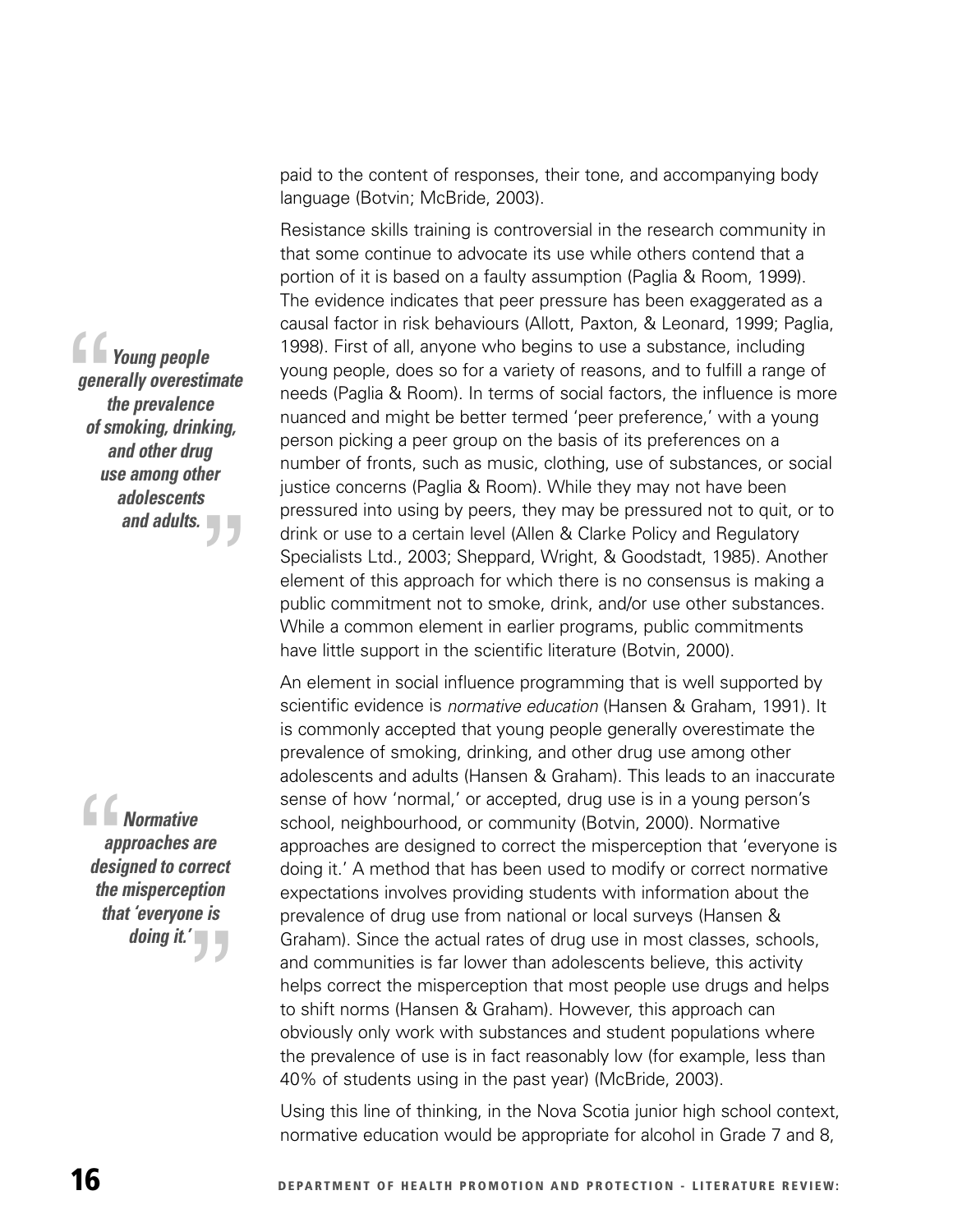paid to the content of responses, their tone, and accompanying body language (Botvin; McBride, 2003).

Resistance skills training is controversial in the research community in that some continue to advocate its use while others contend that a portion of it is based on a faulty assumption (Paglia & Room, 1999). The evidence indicates that peer pressure has been exaggerated as a causal factor in risk behaviours (Allott, Paxton, & Leonard, 1999; Paglia, 1998). First of all, anyone who begins to use a substance, including young people, does so for a variety of reasons, and to fulfill a range of needs (Paglia & Room). In terms of social factors, the influence is more nuanced and might be better termed 'peer preference,' with a young person picking a peer group on the basis of its preferences on a number of fronts, such as music, clothing, use of substances, or social justice concerns (Paglia & Room). While they may not have been pressured into using by peers, they may be pressured not to quit, or to drink or use to a certain level (Allen & Clarke Policy and Regulatory Specialists Ltd., 2003; Sheppard, Wright, & Goodstadt, 1985). Another element of this approach for which there is no consensus is making a public commitment not to smoke, drink, and/or use other substances. While a common element in earlier programs, public commitments have little support in the scientific literature (Botvin, 2000).

> ***Young people generally overestimate the prevalence of smoking, drinking, and other drug use among other adolescents and adults.***

An element in social influence programming that is well supported by scientific evidence is *normative education* (Hansen & Graham, 1991). It is commonly accepted that young people generally overestimate the prevalence of smoking, drinking, and other drug use among other adolescents and adults (Hansen & Graham). This leads to an inaccurate sense of how 'normal,' or accepted, drug use is in a young person's school, neighbourhood, or community (Botvin, 2000). Normative approaches are designed to correct the misperception that 'everyone is doing it.' A method that has been used to modify or correct normative expectations involves providing students with information about the prevalence of drug use from national or local surveys (Hansen & Graham). Since the actual rates of drug use in most classes, schools, and communities is far lower than adolescents believe, this activity helps correct the misperception that most people use drugs and helps to shift norms (Hansen & Graham). However, this approach can obviously only work with substances and student populations where the prevalence of use is in fact reasonably low (for example, less than 40% of students using in the past year) (McBride, 2003).

> ***Normative approaches are designed to correct the misperception that 'everyone is doing it.'***

Using this line of thinking, in the Nova Scotia junior high school context, normative education would be appropriate for alcohol in Grade 7 and 8,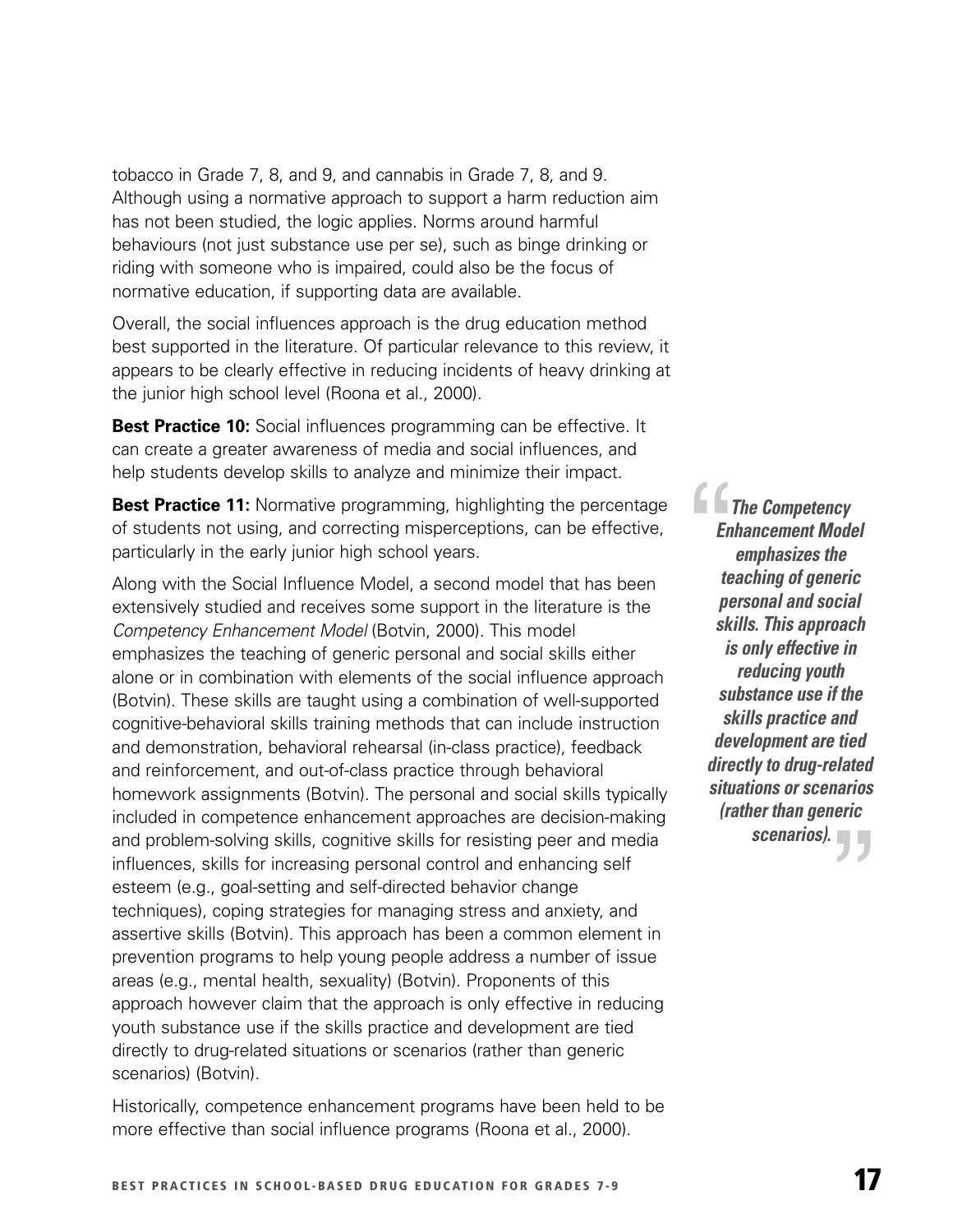tobacco in Grade 7, 8, and 9, and cannabis in Grade 7, 8, and 9. Although using a normative approach to support a harm reduction aim has not been studied, the logic applies. Norms around harmful behaviours (not just substance use per se), such as binge drinking or riding with someone who is impaired, could also be the focus of normative education, if supporting data are available.

Overall, the social influences approach is the drug education method best supported in the literature. Of particular relevance to this review, it appears to be clearly effective in reducing incidents of heavy drinking at the junior high school level (Roona et al., 2000).

**Best Practice 10:** Social influences programming can be effective. It can create a greater awareness of media and social influences, and help students develop skills to analyze and minimize their impact.

**Best Practice 11:** Normative programming, highlighting the percentage of students not using, and correcting misperceptions, can be effective, particularly in the early junior high school years.

> ***"The Competency Enhancement Model emphasizes the teaching of generic personal and social skills. This approach is only effective in reducing youth substance use if the skills practice and development are tied directly to drug-related situations or scenarios (rather than generic scenarios)."***

Along with the Social Influence Model, a second model that has been extensively studied and receives some support in the literature is the *Competency Enhancement Model* (Botvin, 2000). This model emphasizes the teaching of generic personal and social skills either alone or in combination with elements of the social influence approach (Botvin). These skills are taught using a combination of well-supported cognitive-behavioral skills training methods that can include instruction and demonstration, behavioral rehearsal (in-class practice), feedback and reinforcement, and out-of-class practice through behavioral homework assignments (Botvin). The personal and social skills typically included in competence enhancement approaches are decision-making and problem-solving skills, cognitive skills for resisting peer and media influences, skills for increasing personal control and enhancing self esteem (e.g., goal-setting and self-directed behavior change techniques), coping strategies for managing stress and anxiety, and assertive skills (Botvin). This approach has been a common element in prevention programs to help young people address a number of issue areas (e.g., mental health, sexuality) (Botvin). Proponents of this approach however claim that the approach is only effective in reducing youth substance use if the skills practice and development are tied directly to drug-related situations or scenarios (rather than generic scenarios) (Botvin).

Historically, competence enhancement programs have been held to be more effective than social influence programs (Roona et al., 2000).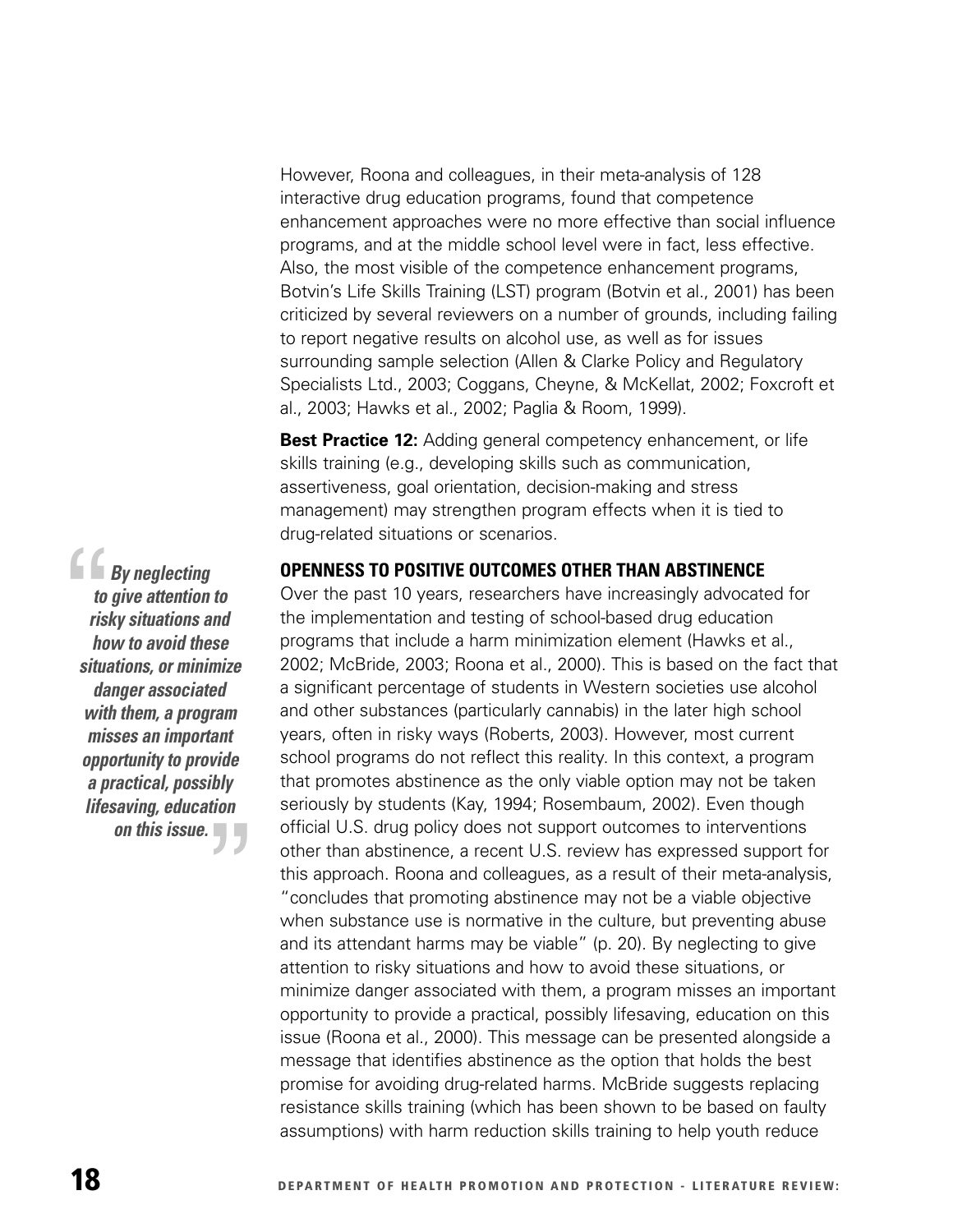However, Roona and colleagues, in their meta-analysis of 128 interactive drug education programs, found that competence enhancement approaches were no more effective than social influence programs, and at the middle school level were in fact, less effective. Also, the most visible of the competence enhancement programs, Botvin's Life Skills Training (LST) program (Botvin et al., 2001) has been criticized by several reviewers on a number of grounds, including failing to report negative results on alcohol use, as well as for issues surrounding sample selection (Allen & Clarke Policy and Regulatory Specialists Ltd., 2003; Coggans, Cheyne, & McKellat, 2002; Foxcroft et al., 2003; Hawks et al., 2002; Paglia & Room, 1999).

**Best Practice 12:** Adding general competency enhancement, or life skills training (e.g., developing skills such as communication, assertiveness, goal orientation, decision-making and stress management) may strengthen program effects when it is tied to drug-related situations or scenarios.

> ***"By neglecting to give attention to risky situations and how to avoid these situations, or minimize danger associated with them, a program misses an important opportunity to provide a practical, possibly lifesaving, education on this issue."***

## OPENNESS TO POSITIVE OUTCOMES OTHER THAN ABSTINENCE

Over the past 10 years, researchers have increasingly advocated for the implementation and testing of school-based drug education programs that include a harm minimization element (Hawks et al., 2002; McBride, 2003; Roona et al., 2000). This is based on the fact that a significant percentage of students in Western societies use alcohol and other substances (particularly cannabis) in the later high school years, often in risky ways (Roberts, 2003). However, most current school programs do not reflect this reality. In this context, a program that promotes abstinence as the only viable option may not be taken seriously by students (Kay, 1994; Rosembaum, 2002). Even though official U.S. drug policy does not support outcomes to interventions other than abstinence, a recent U.S. review has expressed support for this approach. Roona and colleagues, as a result of their meta-analysis, "concludes that promoting abstinence may not be a viable objective when substance use is normative in the culture, but preventing abuse and its attendant harms may be viable" (p. 20). By neglecting to give attention to risky situations and how to avoid these situations, or minimize danger associated with them, a program misses an important opportunity to provide a practical, possibly lifesaving, education on this issue (Roona et al., 2000). This message can be presented alongside a message that identifies abstinence as the option that holds the best promise for avoiding drug-related harms. McBride suggests replacing resistance skills training (which has been shown to be based on faulty assumptions) with harm reduction skills training to help youth reduce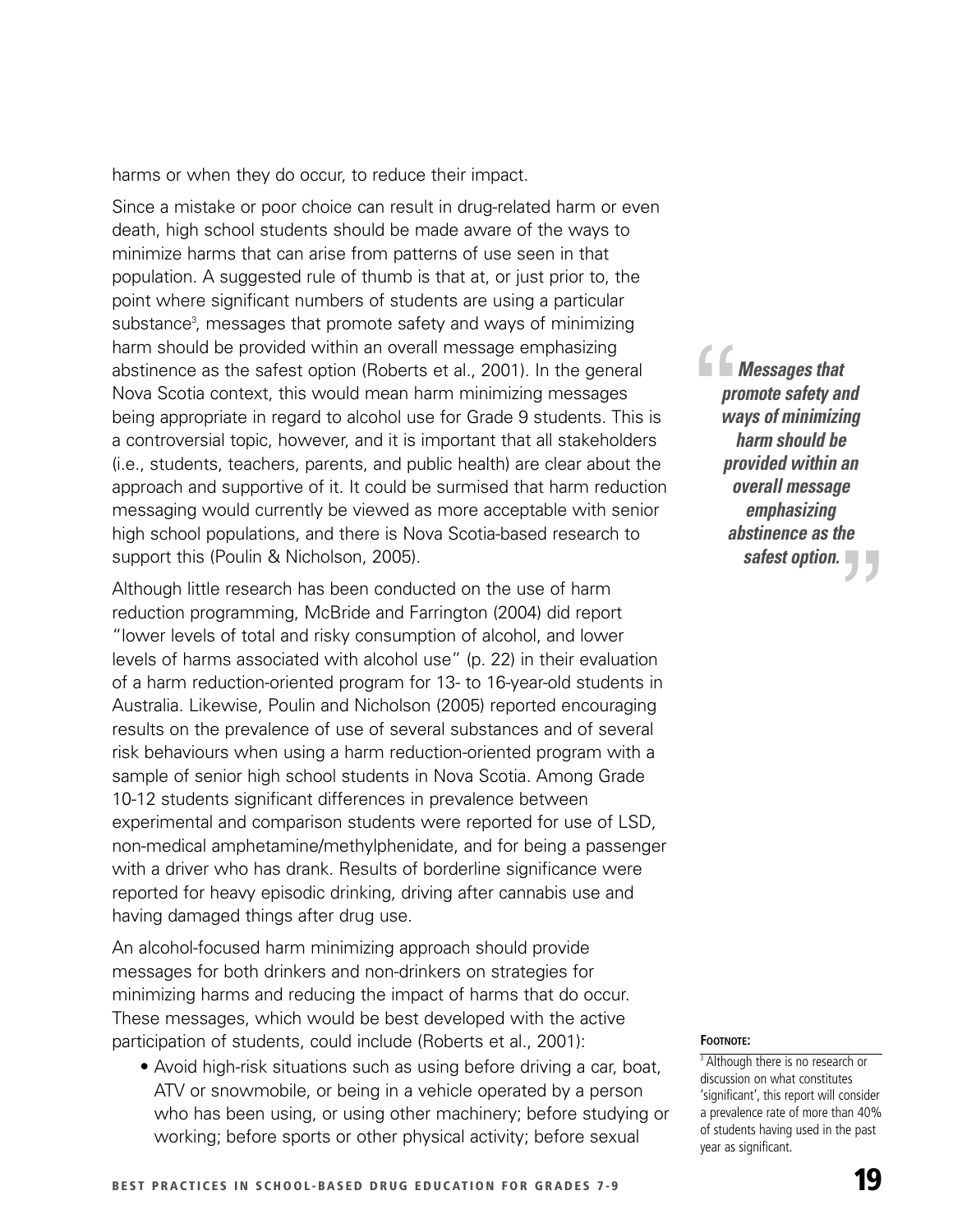harms or when they do occur, to reduce their impact.

Since a mistake or poor choice can result in drug-related harm or even death, high school students should be made aware of the ways to minimize harms that can arise from patterns of use seen in that population. A suggested rule of thumb is that at, or just prior to, the point where significant numbers of students are using a particular substance[3], messages that promote safety and ways of minimizing harm should be provided within an overall message emphasizing abstinence as the safest option (Roberts et al., 2001). In the general Nova Scotia context, this would mean harm minimizing messages being appropriate in regard to alcohol use for Grade 9 students. This is a controversial topic, however, and it is important that all stakeholders (i.e., students, teachers, parents, and public health) are clear about the approach and supportive of it. It could be surmised that harm reduction messaging would currently be viewed as more acceptable with senior high school populations, and there is Nova Scotia-based research to support this (Poulin & Nicholson, 2005).

> ***"Messages that promote safety and ways of minimizing harm should be provided within an overall message emphasizing abstinence as the safest option."***

Although little research has been conducted on the use of harm reduction programming, McBride and Farrington (2004) did report "lower levels of total and risky consumption of alcohol, and lower levels of harms associated with alcohol use" (p. 22) in their evaluation of a harm reduction-oriented program for 13- to 16-year-old students in Australia. Likewise, Poulin and Nicholson (2005) reported encouraging results on the prevalence of use of several substances and of several risk behaviours when using a harm reduction-oriented program with a sample of senior high school students in Nova Scotia. Among Grade 10-12 students significant differences in prevalence between experimental and comparison students were reported for use of LSD, non-medical amphetamine/methylphenidate, and for being a passenger with a driver who has drank. Results of borderline significance were reported for heavy episodic drinking, driving after cannabis use and having damaged things after drug use.

An alcohol-focused harm minimizing approach should provide messages for both drinkers and non-drinkers on strategies for minimizing harms and reducing the impact of harms that do occur. These messages, which would be best developed with the active participation of students, could include (Roberts et al., 2001):

- Avoid high-risk situations such as using before driving a car, boat, ATV or snowmobile, or being in a vehicle operated by a person who has been using, or using other machinery; before studying or working; before sports or other physical activity; before sexual

**Footnote:**

[3] Although there is no research or discussion on what constitutes 'significant', this report will consider a prevalence rate of more than 40% of students having used in the past year as significant.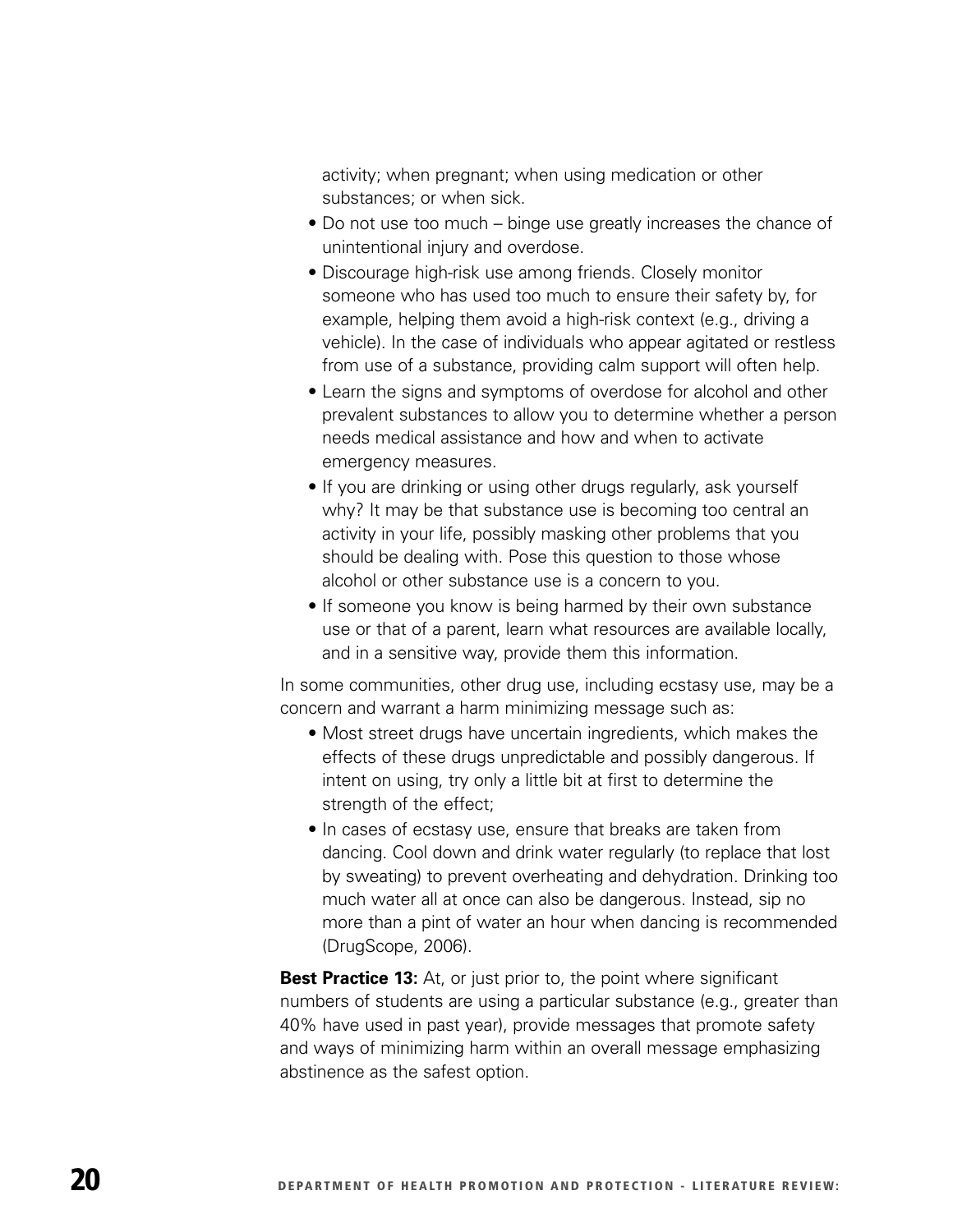activity; when pregnant; when using medication or other substances; or when sick.

- Do not use too much – binge use greatly increases the chance of unintentional injury and overdose.
- Discourage high-risk use among friends. Closely monitor someone who has used too much to ensure their safety by, for example, helping them avoid a high-risk context (e.g., driving a vehicle). In the case of individuals who appear agitated or restless from use of a substance, providing calm support will often help.
- Learn the signs and symptoms of overdose for alcohol and other prevalent substances to allow you to determine whether a person needs medical assistance and how and when to activate emergency measures.
- If you are drinking or using other drugs regularly, ask yourself why? It may be that substance use is becoming too central an activity in your life, possibly masking other problems that you should be dealing with. Pose this question to those whose alcohol or other substance use is a concern to you.
- If someone you know is being harmed by their own substance use or that of a parent, learn what resources are available locally, and in a sensitive way, provide them this information.

In some communities, other drug use, including ecstasy use, may be a concern and warrant a harm minimizing message such as:

- Most street drugs have uncertain ingredients, which makes the effects of these drugs unpredictable and possibly dangerous. If intent on using, try only a little bit at first to determine the strength of the effect;
- In cases of ecstasy use, ensure that breaks are taken from dancing. Cool down and drink water regularly (to replace that lost by sweating) to prevent overheating and dehydration. Drinking too much water all at once can also be dangerous. Instead, sip no more than a pint of water an hour when dancing is recommended (DrugScope, 2006).

**Best Practice 13:** At, or just prior to, the point where significant numbers of students are using a particular substance (e.g., greater than 40% have used in past year), provide messages that promote safety and ways of minimizing harm within an overall message emphasizing abstinence as the safest option.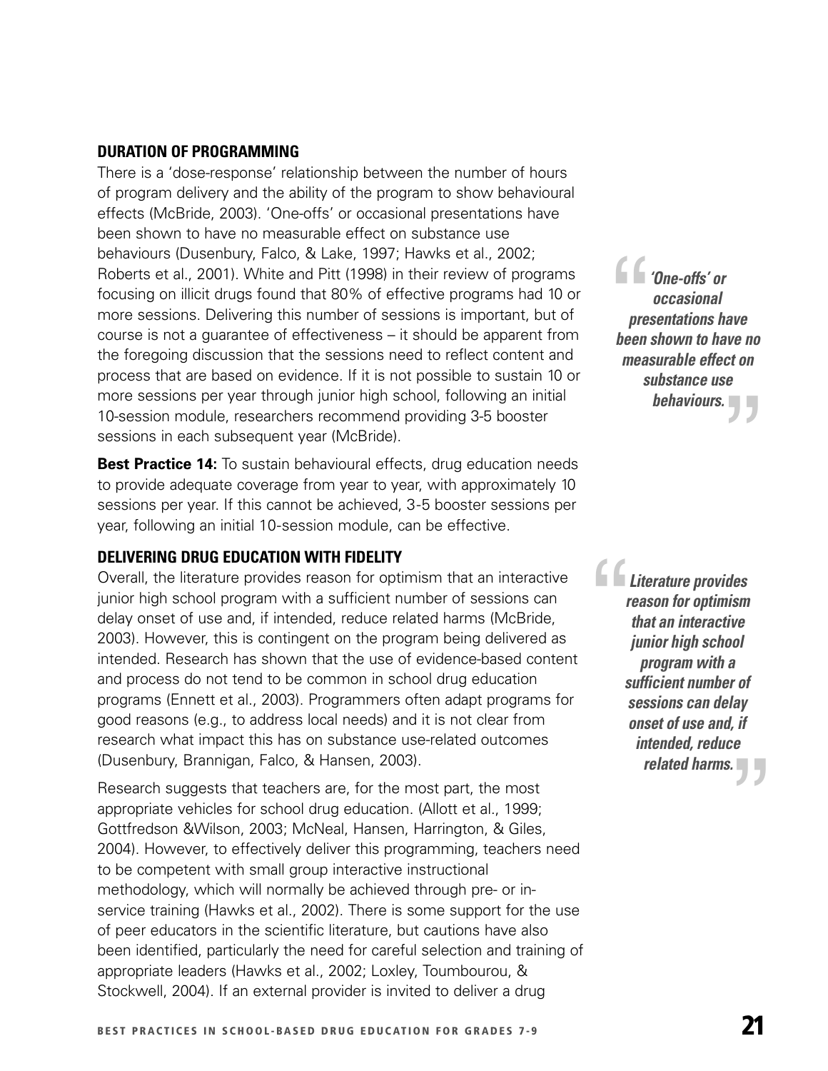### DURATION OF PROGRAMMING

There is a 'dose-response' relationship between the number of hours of program delivery and the ability of the program to show behavioural effects (McBride, 2003). 'One-offs' or occasional presentations have been shown to have no measurable effect on substance use behaviours (Dusenbury, Falco, & Lake, 1997; Hawks et al., 2002; Roberts et al., 2001). White and Pitt (1998) in their review of programs focusing on illicit drugs found that 80% of effective programs had 10 or more sessions. Delivering this number of sessions is important, but of course is not a guarantee of effectiveness – it should be apparent from the foregoing discussion that the sessions need to reflect content and process that are based on evidence. If it is not possible to sustain 10 or more sessions per year through junior high school, following an initial 10-session module, researchers recommend providing 3-5 booster sessions in each subsequent year (McBride).

> *"'One-offs' or occasional presentations have been shown to have no measurable effect on substance use behaviours."*

**Best Practice 14:** To sustain behavioural effects, drug education needs to provide adequate coverage from year to year, with approximately 10 sessions per year. If this cannot be achieved, 3-5 booster sessions per year, following an initial 10-session module, can be effective.

### DELIVERING DRUG EDUCATION WITH FIDELITY

Overall, the literature provides reason for optimism that an interactive junior high school program with a sufficient number of sessions can delay onset of use and, if intended, reduce related harms (McBride, 2003). However, this is contingent on the program being delivered as intended. Research has shown that the use of evidence-based content and process do not tend to be common in school drug education programs (Ennett et al., 2003). Programmers often adapt programs for good reasons (e.g., to address local needs) and it is not clear from research what impact this has on substance use-related outcomes (Dusenbury, Brannigan, Falco, & Hansen, 2003).

> *"Literature provides reason for optimism that an interactive junior high school program with a sufficient number of sessions can delay onset of use and, if intended, reduce related harms."*

Research suggests that teachers are, for the most part, the most appropriate vehicles for school drug education. (Allott et al., 1999; Gottfredson &Wilson, 2003; McNeal, Hansen, Harrington, & Giles, 2004). However, to effectively deliver this programming, teachers need to be competent with small group interactive instructional methodology, which will normally be achieved through pre- or in-service training (Hawks et al., 2002). There is some support for the use of peer educators in the scientific literature, but cautions have also been identified, particularly the need for careful selection and training of appropriate leaders (Hawks et al., 2002; Loxley, Toumbourou, & Stockwell, 2004). If an external provider is invited to deliver a drug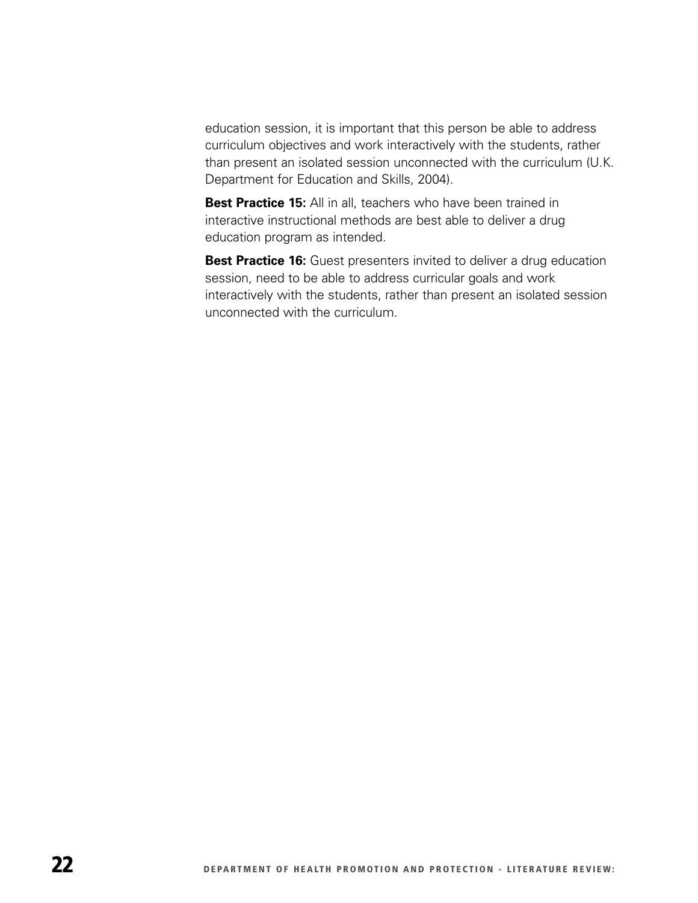education session, it is important that this person be able to address curriculum objectives and work interactively with the students, rather than present an isolated session unconnected with the curriculum (U.K. Department for Education and Skills, 2004).

**Best Practice 15:** All in all, teachers who have been trained in interactive instructional methods are best able to deliver a drug education program as intended.

**Best Practice 16:** Guest presenters invited to deliver a drug education session, need to be able to address curricular goals and work interactively with the students, rather than present an isolated session unconnected with the curriculum.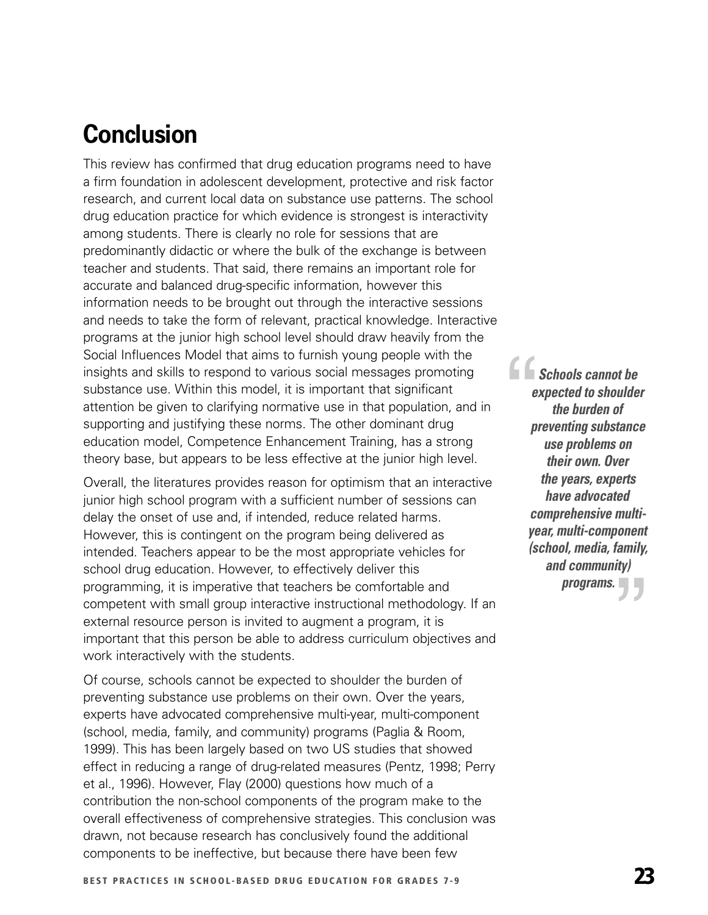## Conclusion

This review has confirmed that drug education programs need to have a firm foundation in adolescent development, protective and risk factor research, and current local data on substance use patterns. The school drug education practice for which evidence is strongest is interactivity among students. There is clearly no role for sessions that are predominantly didactic or where the bulk of the exchange is between teacher and students. That said, there remains an important role for accurate and balanced drug-specific information, however this information needs to be brought out through the interactive sessions and needs to take the form of relevant, practical knowledge. Interactive programs at the junior high school level should draw heavily from the Social Influences Model that aims to furnish young people with the insights and skills to respond to various social messages promoting substance use. Within this model, it is important that significant attention be given to clarifying normative use in that population, and in supporting and justifying these norms. The other dominant drug education model, Competence Enhancement Training, has a strong theory base, but appears to be less effective at the junior high level.

Overall, the literatures provides reason for optimism that an interactive junior high school program with a sufficient number of sessions can delay the onset of use and, if intended, reduce related harms. However, this is contingent on the program being delivered as intended. Teachers appear to be the most appropriate vehicles for school drug education. However, to effectively deliver this programming, it is imperative that teachers be comfortable and competent with small group interactive instructional methodology. If an external resource person is invited to augment a program, it is important that this person be able to address curriculum objectives and work interactively with the students.

> ***"Schools cannot be expected to shoulder the burden of preventing substance use problems on their own. Over the years, experts have advocated comprehensive multi-year, multi-component (school, media, family, and community) programs."***

Of course, schools cannot be expected to shoulder the burden of preventing substance use problems on their own. Over the years, experts have advocated comprehensive multi-year, multi-component (school, media, family, and community) programs (Paglia & Room, 1999). This has been largely based on two US studies that showed effect in reducing a range of drug-related measures (Pentz, 1998; Perry et al., 1996). However, Flay (2000) questions how much of a contribution the non-school components of the program make to the overall effectiveness of comprehensive strategies. This conclusion was drawn, not because research has conclusively found the additional components to be ineffective, but because there have been few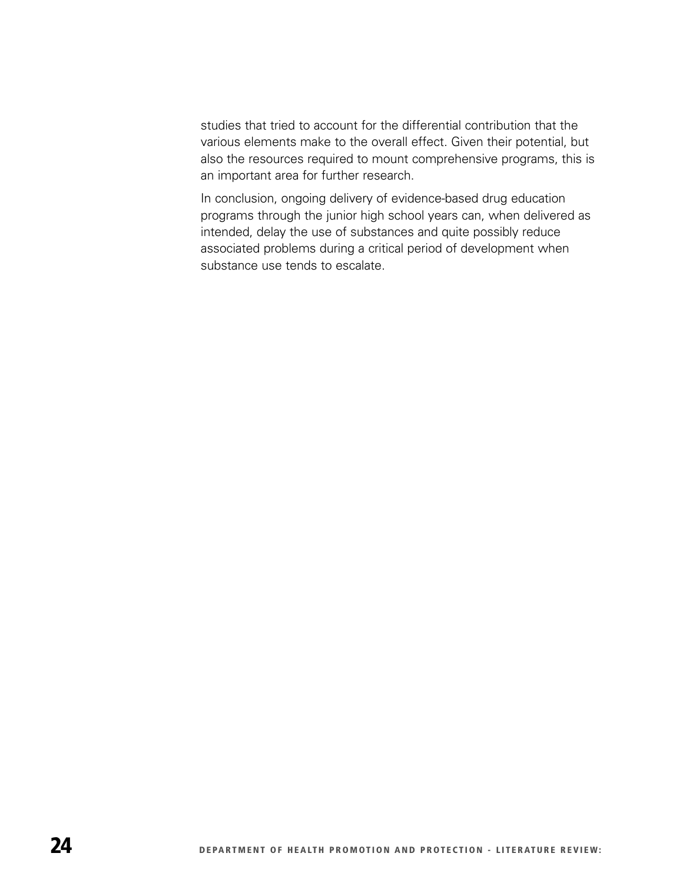studies that tried to account for the differential contribution that the various elements make to the overall effect. Given their potential, but also the resources required to mount comprehensive programs, this is an important area for further research.

In conclusion, ongoing delivery of evidence-based drug education programs through the junior high school years can, when delivered as intended, delay the use of substances and quite possibly reduce associated problems during a critical period of development when substance use tends to escalate.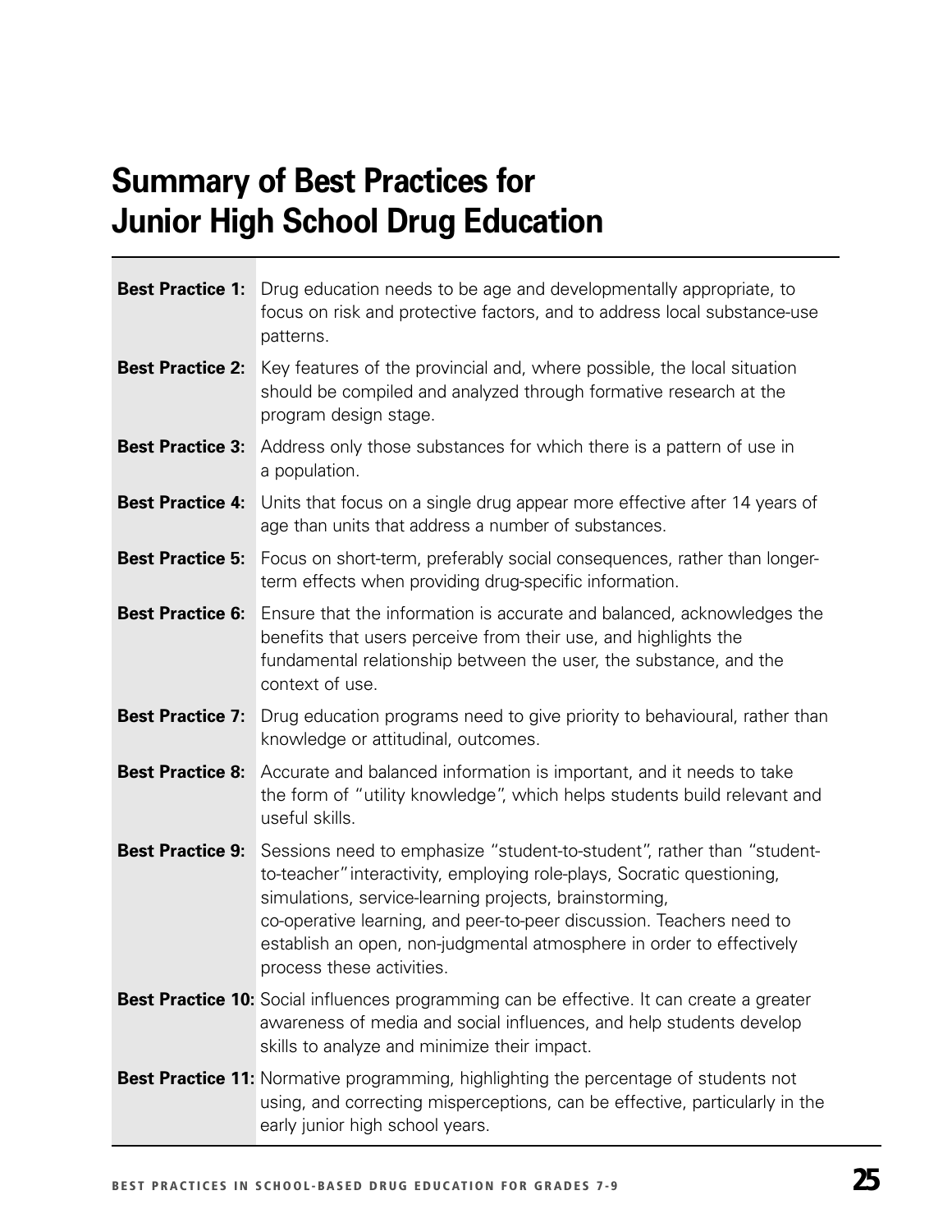# Summary of Best Practices for Junior High School Drug Education

| | |
|---|---|
| **Best Practice 1:** | Drug education needs to be age and developmentally appropriate, to focus on risk and protective factors, and to address local substance-use patterns. |
| **Best Practice 2:** | Key features of the provincial and, where possible, the local situation should be compiled and analyzed through formative research at the program design stage. |
| **Best Practice 3:** | Address only those substances for which there is a pattern of use in a population. |
| **Best Practice 4:** | Units that focus on a single drug appear more effective after 14 years of age than units that address a number of substances. |
| **Best Practice 5:** | Focus on short-term, preferably social consequences, rather than longer-term effects when providing drug-specific information. |
| **Best Practice 6:** | Ensure that the information is accurate and balanced, acknowledges the benefits that users perceive from their use, and highlights the fundamental relationship between the user, the substance, and the context of use. |
| **Best Practice 7:** | Drug education programs need to give priority to behavioural, rather than knowledge or attitudinal, outcomes. |
| **Best Practice 8:** | Accurate and balanced information is important, and it needs to take the form of "utility knowledge", which helps students build relevant and useful skills. |
| **Best Practice 9:** | Sessions need to emphasize "student-to-student", rather than "student-to-teacher" interactivity, employing role-plays, Socratic questioning, simulations, service-learning projects, brainstorming, co-operative learning, and peer-to-peer discussion. Teachers need to establish an open, non-judgmental atmosphere in order to effectively process these activities. |
| **Best Practice 10:** | Social influences programming can be effective. It can create a greater awareness of media and social influences, and help students develop skills to analyze and minimize their impact. |
| **Best Practice 11:** | Normative programming, highlighting the percentage of students not using, and correcting misperceptions, can be effective, particularly in the early junior high school years. |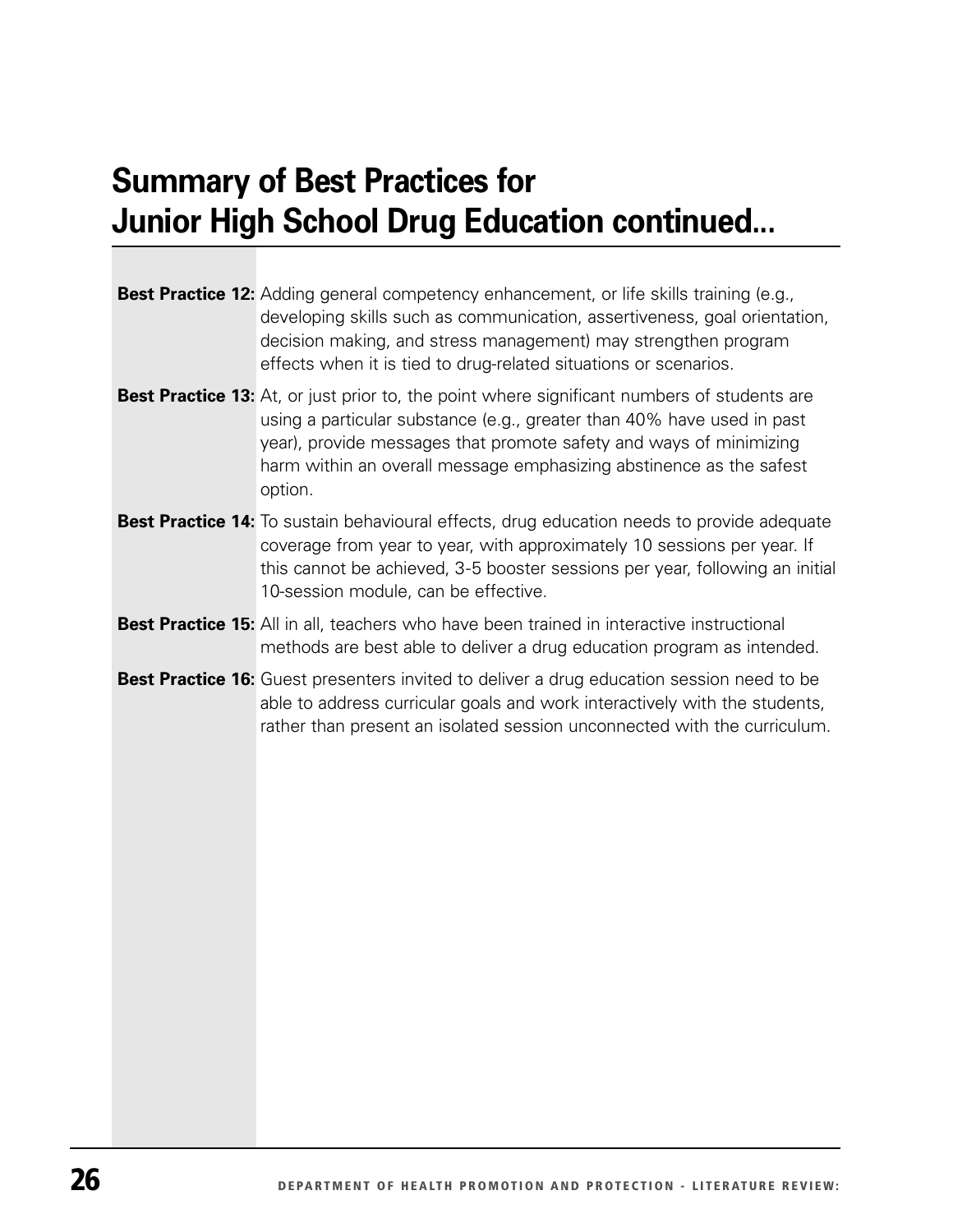## Summary of Best Practices for Junior High School Drug Education continued...

**Best Practice 12:** Adding general competency enhancement, or life skills training (e.g., developing skills such as communication, assertiveness, goal orientation, decision making, and stress management) may strengthen program effects when it is tied to drug-related situations or scenarios.

**Best Practice 13:** At, or just prior to, the point where significant numbers of students are using a particular substance (e.g., greater than 40% have used in past year), provide messages that promote safety and ways of minimizing harm within an overall message emphasizing abstinence as the safest option.

**Best Practice 14:** To sustain behavioural effects, drug education needs to provide adequate coverage from year to year, with approximately 10 sessions per year. If this cannot be achieved, 3-5 booster sessions per year, following an initial 10-session module, can be effective.

**Best Practice 15:** All in all, teachers who have been trained in interactive instructional methods are best able to deliver a drug education program as intended.

**Best Practice 16:** Guest presenters invited to deliver a drug education session need to be able to address curricular goals and work interactively with the students, rather than present an isolated session unconnected with the curriculum.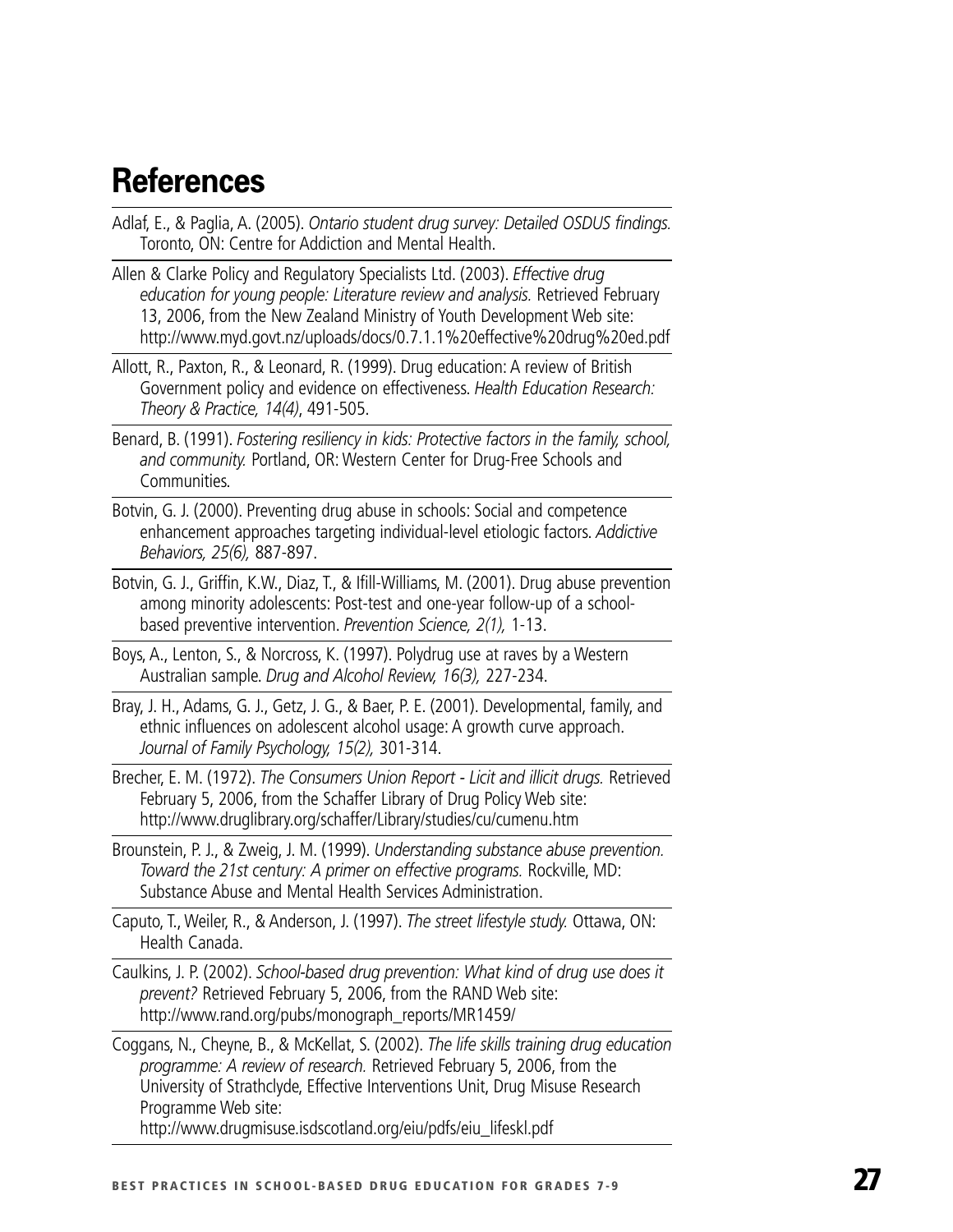# References

Adlaf, E., & Paglia, A. (2005). *Ontario student drug survey: Detailed OSDUS findings.* Toronto, ON: Centre for Addiction and Mental Health.

Allen & Clarke Policy and Regulatory Specialists Ltd. (2003). *Effective drug education for young people: Literature review and analysis.* Retrieved February 13, 2006, from the New Zealand Ministry of Youth Development Web site: http://www.myd.govt.nz/uploads/docs/0.7.1.1%20effective%20drug%20ed.pdf

Allott, R., Paxton, R., & Leonard, R. (1999). Drug education: A review of British Government policy and evidence on effectiveness. *Health Education Research: Theory & Practice, 14(4)*, 491-505.

Benard, B. (1991). *Fostering resiliency in kids: Protective factors in the family, school, and community.* Portland, OR: Western Center for Drug-Free Schools and Communities.

Botvin, G. J. (2000). Preventing drug abuse in schools: Social and competence enhancement approaches targeting individual-level etiologic factors. *Addictive Behaviors, 25(6),* 887-897.

Botvin, G. J., Griffin, K.W., Diaz, T., & Ifill-Williams, M. (2001). Drug abuse prevention among minority adolescents: Post-test and one-year follow-up of a school-based preventive intervention. *Prevention Science, 2(1),* 1-13.

Boys, A., Lenton, S., & Norcross, K. (1997). Polydrug use at raves by a Western Australian sample. *Drug and Alcohol Review, 16(3),* 227-234.

Bray, J. H., Adams, G. J., Getz, J. G., & Baer, P. E. (2001). Developmental, family, and ethnic influences on adolescent alcohol usage: A growth curve approach. *Journal of Family Psychology, 15(2),* 301-314.

Brecher, E. M. (1972). *The Consumers Union Report - Licit and illicit drugs.* Retrieved February 5, 2006, from the Schaffer Library of Drug Policy Web site: http://www.druglibrary.org/schaffer/Library/studies/cu/cumenu.htm

Brounstein, P. J., & Zweig, J. M. (1999). *Understanding substance abuse prevention. Toward the 21st century: A primer on effective programs.* Rockville, MD: Substance Abuse and Mental Health Services Administration.

Caputo, T., Weiler, R., & Anderson, J. (1997). *The street lifestyle study.* Ottawa, ON: Health Canada.

Caulkins, J. P. (2002). *School-based drug prevention: What kind of drug use does it prevent?* Retrieved February 5, 2006, from the RAND Web site: http://www.rand.org/pubs/monograph_reports/MR1459/

Coggans, N., Cheyne, B., & McKellat, S. (2002). *The life skills training drug education programme: A review of research.* Retrieved February 5, 2006, from the University of Strathclyde, Effective Interventions Unit, Drug Misuse Research Programme Web site: http://www.drugmisuse.isdscotland.org/eiu/pdfs/eiu_lifeskl.pdf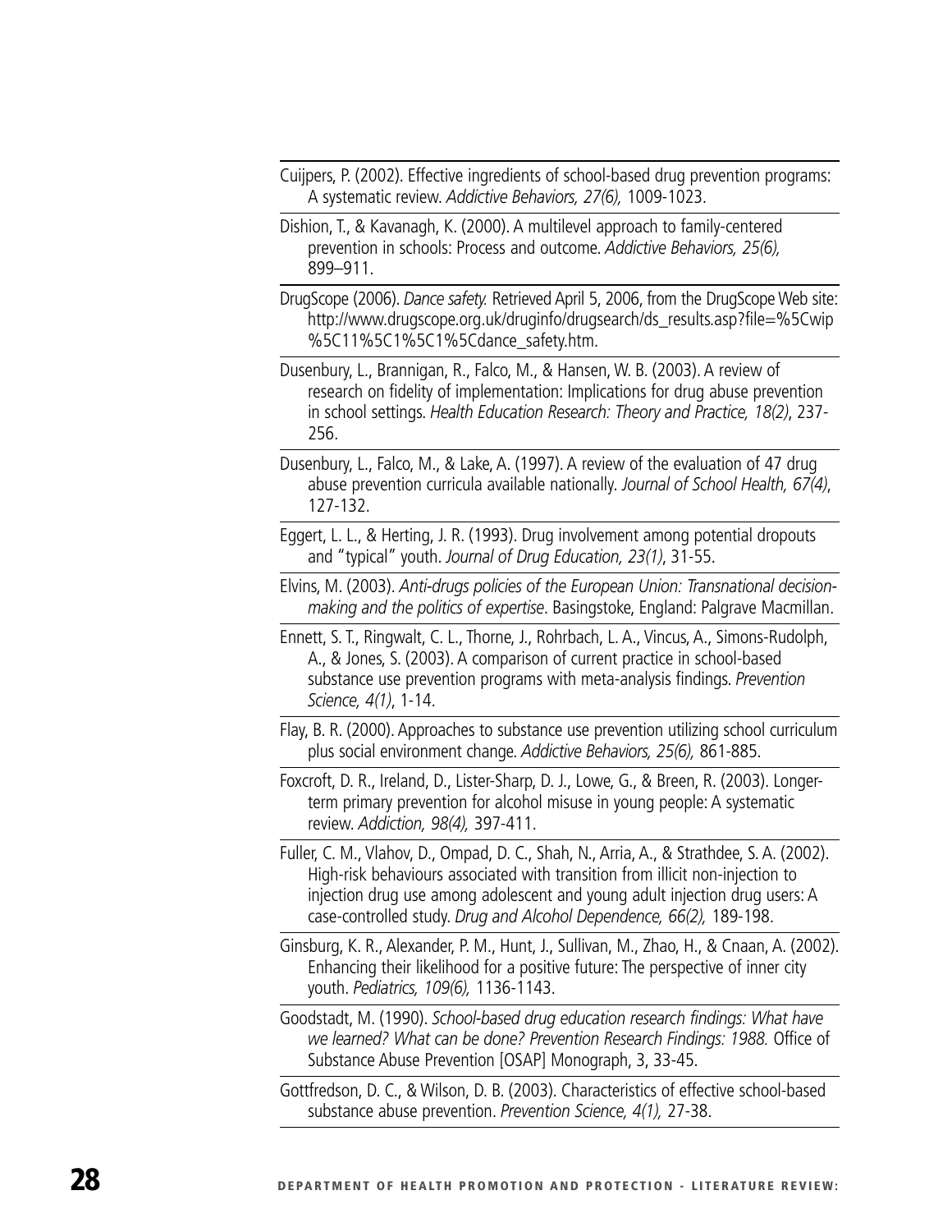Cuijpers, P. (2002). Effective ingredients of school-based drug prevention programs: A systematic review. *Addictive Behaviors, 27(6),* 1009-1023.

Dishion, T., & Kavanagh, K. (2000). A multilevel approach to family-centered prevention in schools: Process and outcome. *Addictive Behaviors, 25(6),* 899–911.

DrugScope (2006). *Dance safety.* Retrieved April 5, 2006, from the DrugScope Web site: http://www.drugscope.org.uk/druginfo/drugsearch/ds_results.asp?file=%5Cwip%5C11%5C1%5C1%5Cdance_safety.htm.

Dusenbury, L., Brannigan, R., Falco, M., & Hansen, W. B. (2003). A review of research on fidelity of implementation: Implications for drug abuse prevention in school settings. *Health Education Research: Theory and Practice, 18(2)*, 237-256.

Dusenbury, L., Falco, M., & Lake, A. (1997). A review of the evaluation of 47 drug abuse prevention curricula available nationally. *Journal of School Health, 67(4)*, 127-132.

Eggert, L. L., & Herting, J. R. (1993). Drug involvement among potential dropouts and "typical" youth. *Journal of Drug Education, 23(1)*, 31-55.

Elvins, M. (2003). *Anti-drugs policies of the European Union: Transnational decision-making and the politics of expertise*. Basingstoke, England: Palgrave Macmillan.

Ennett, S. T., Ringwalt, C. L., Thorne, J., Rohrbach, L. A., Vincus, A., Simons-Rudolph, A., & Jones, S. (2003). A comparison of current practice in school-based substance use prevention programs with meta-analysis findings. *Prevention Science, 4(1)*, 1-14.

Flay, B. R. (2000). Approaches to substance use prevention utilizing school curriculum plus social environment change. *Addictive Behaviors, 25(6),* 861-885.

Foxcroft, D. R., Ireland, D., Lister-Sharp, D. J., Lowe, G., & Breen, R. (2003). Longer-term primary prevention for alcohol misuse in young people: A systematic review. *Addiction, 98(4),* 397-411.

Fuller, C. M., Vlahov, D., Ompad, D. C., Shah, N., Arria, A., & Strathdee, S. A. (2002). High-risk behaviours associated with transition from illicit non-injection to injection drug use among adolescent and young adult injection drug users: A case-controlled study. *Drug and Alcohol Dependence, 66(2),* 189-198.

Ginsburg, K. R., Alexander, P. M., Hunt, J., Sullivan, M., Zhao, H., & Cnaan, A. (2002). Enhancing their likelihood for a positive future: The perspective of inner city youth. *Pediatrics, 109(6),* 1136-1143.

Goodstadt, M. (1990). *School-based drug education research findings: What have we learned? What can be done? Prevention Research Findings: 1988.* Office of Substance Abuse Prevention [OSAP] Monograph, 3, 33-45.

Gottfredson, D. C., & Wilson, D. B. (2003). Characteristics of effective school-based substance abuse prevention. *Prevention Science, 4(1),* 27-38.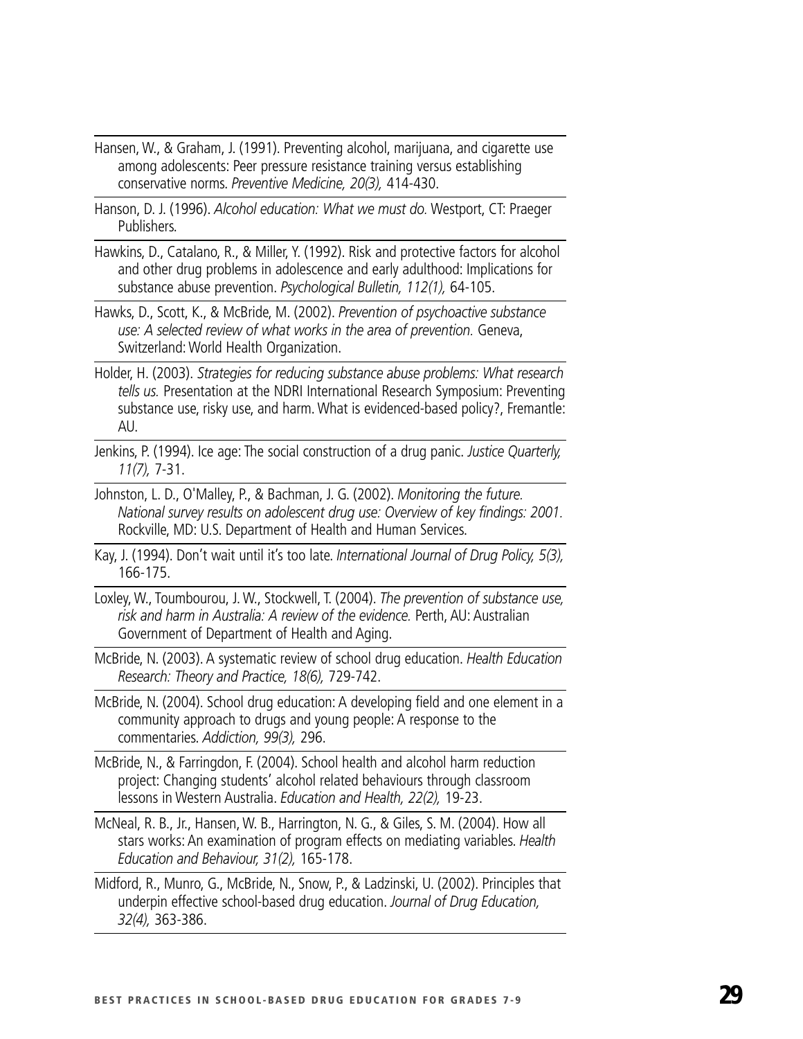Hansen, W., & Graham, J. (1991). Preventing alcohol, marijuana, and cigarette use among adolescents: Peer pressure resistance training versus establishing conservative norms. *Preventive Medicine, 20(3),* 414-430.

Hanson, D. J. (1996). *Alcohol education: What we must do.* Westport, CT: Praeger Publishers.

Hawkins, D., Catalano, R., & Miller, Y. (1992). Risk and protective factors for alcohol and other drug problems in adolescence and early adulthood: Implications for substance abuse prevention. *Psychological Bulletin, 112(1),* 64-105.

Hawks, D., Scott, K., & McBride, M. (2002). *Prevention of psychoactive substance use: A selected review of what works in the area of prevention.* Geneva, Switzerland: World Health Organization.

Holder, H. (2003). *Strategies for reducing substance abuse problems: What research tells us.* Presentation at the NDRI International Research Symposium: Preventing substance use, risky use, and harm. What is evidenced-based policy?, Fremantle: AU.

Jenkins, P. (1994). Ice age: The social construction of a drug panic. *Justice Quarterly, 11(7),* 7-31.

Johnston, L. D., O'Malley, P., & Bachman, J. G. (2002). *Monitoring the future. National survey results on adolescent drug use: Overview of key findings: 2001.* Rockville, MD: U.S. Department of Health and Human Services.

Kay, J. (1994). Don't wait until it's too late. *International Journal of Drug Policy, 5(3),* 166-175.

Loxley, W., Toumbourou, J. W., Stockwell, T. (2004). *The prevention of substance use, risk and harm in Australia: A review of the evidence.* Perth, AU: Australian Government of Department of Health and Aging.

McBride, N. (2003). A systematic review of school drug education. *Health Education Research: Theory and Practice, 18(6),* 729-742.

McBride, N. (2004). School drug education: A developing field and one element in a community approach to drugs and young people: A response to the commentaries. *Addiction, 99(3),* 296.

McBride, N., & Farringdon, F. (2004). School health and alcohol harm reduction project: Changing students' alcohol related behaviours through classroom lessons in Western Australia. *Education and Health, 22(2),* 19-23.

McNeal, R. B., Jr., Hansen, W. B., Harrington, N. G., & Giles, S. M. (2004). How all stars works: An examination of program effects on mediating variables. *Health Education and Behaviour, 31(2),* 165-178.

Midford, R., Munro, G., McBride, N., Snow, P., & Ladzinski, U. (2002). Principles that underpin effective school-based drug education. *Journal of Drug Education, 32(4),* 363-386.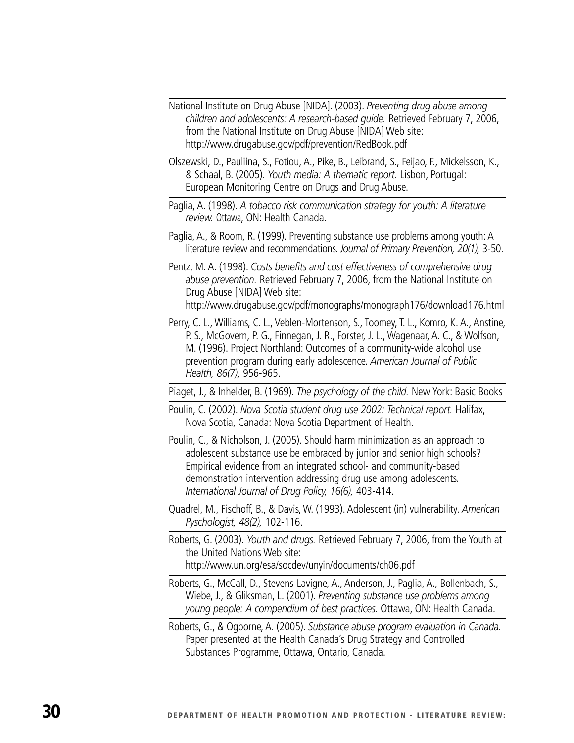National Institute on Drug Abuse [NIDA]. (2003). *Preventing drug abuse among children and adolescents: A research-based guide.* Retrieved February 7, 2006, from the National Institute on Drug Abuse [NIDA] Web site: http://www.drugabuse.gov/pdf/prevention/RedBook.pdf

Olszewski, D., Pauliina, S., Fotiou, A., Pike, B., Leibrand, S., Feijao, F., Mickelsson, K., & Schaal, B. (2005). *Youth media: A thematic report.* Lisbon, Portugal: European Monitoring Centre on Drugs and Drug Abuse.

Paglia, A. (1998). *A tobacco risk communication strategy for youth: A literature review.* Ottawa, ON: Health Canada.

Paglia, A., & Room, R. (1999). Preventing substance use problems among youth: A literature review and recommendations. *Journal of Primary Prevention, 20(1),* 3-50.

Pentz, M. A. (1998). *Costs benefits and cost effectiveness of comprehensive drug abuse prevention.* Retrieved February 7, 2006, from the National Institute on Drug Abuse [NIDA] Web site: http://www.drugabuse.gov/pdf/monographs/monograph176/download176.html

Perry, C. L., Williams, C. L., Veblen-Mortenson, S., Toomey, T. L., Komro, K. A., Anstine, P. S., McGovern, P. G., Finnegan, J. R., Forster, J. L., Wagenaar, A. C., & Wolfson, M. (1996). Project Northland: Outcomes of a community-wide alcohol use prevention program during early adolescence. *American Journal of Public Health, 86(7),* 956-965.

Piaget, J., & Inhelder, B. (1969). *The psychology of the child.* New York: Basic Books

Poulin, C. (2002). *Nova Scotia student drug use 2002: Technical report.* Halifax, Nova Scotia, Canada: Nova Scotia Department of Health.

Poulin, C., & Nicholson, J. (2005). Should harm minimization as an approach to adolescent substance use be embraced by junior and senior high schools? Empirical evidence from an integrated school- and community-based demonstration intervention addressing drug use among adolescents. *International Journal of Drug Policy, 16(6),* 403-414.

Quadrel, M., Fischoff, B., & Davis, W. (1993). Adolescent (in) vulnerability. *American Pyschologist, 48(2),* 102-116.

Roberts, G. (2003). *Youth and drugs.* Retrieved February 7, 2006, from the Youth at the United Nations Web site: http://www.un.org/esa/socdev/unyin/documents/ch06.pdf

Roberts, G., McCall, D., Stevens-Lavigne, A., Anderson, J., Paglia, A., Bollenbach, S., Wiebe, J., & Gliksman, L. (2001). *Preventing substance use problems among young people: A compendium of best practices.* Ottawa, ON: Health Canada.

Roberts, G., & Ogborne, A. (2005). *Substance abuse program evaluation in Canada.* Paper presented at the Health Canada's Drug Strategy and Controlled Substances Programme, Ottawa, Ontario, Canada.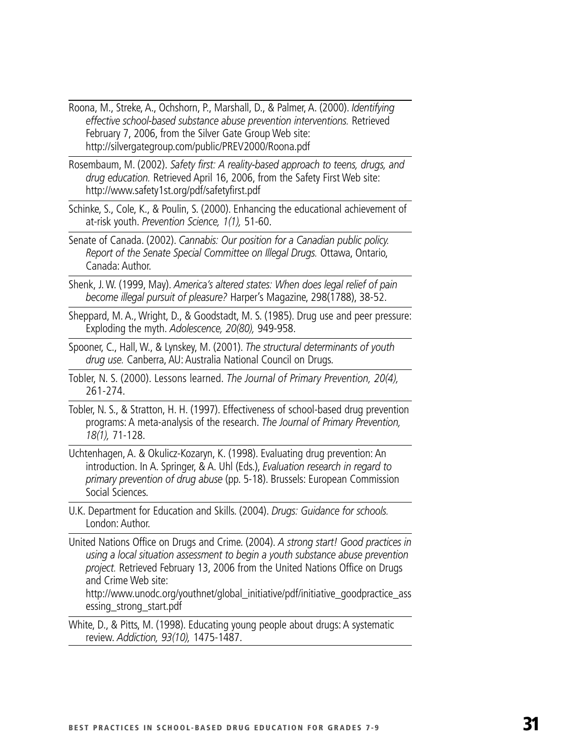Roona, M., Streke, A., Ochshorn, P., Marshall, D., & Palmer, A. (2000). *Identifying effective school-based substance abuse prevention interventions.* Retrieved February 7, 2006, from the Silver Gate Group Web site: http://silvergategroup.com/public/PREV2000/Roona.pdf

Rosembaum, M. (2002). *Safety first: A reality-based approach to teens, drugs, and drug education.* Retrieved April 16, 2006, from the Safety First Web site: http://www.safety1st.org/pdf/safetyfirst.pdf

Schinke, S., Cole, K., & Poulin, S. (2000). Enhancing the educational achievement of at-risk youth. *Prevention Science, 1(1),* 51-60.

Senate of Canada. (2002). *Cannabis: Our position for a Canadian public policy. Report of the Senate Special Committee on Illegal Drugs.* Ottawa, Ontario, Canada: Author.

Shenk, J. W. (1999, May). *America's altered states: When does legal relief of pain become illegal pursuit of pleasure?* Harper's Magazine, 298(1788), 38-52.

Sheppard, M. A., Wright, D., & Goodstadt, M. S. (1985). Drug use and peer pressure: Exploding the myth. *Adolescence, 20(80),* 949-958.

Spooner, C., Hall, W., & Lynskey, M. (2001). *The structural determinants of youth drug use.* Canberra, AU: Australia National Council on Drugs.

Tobler, N. S. (2000). Lessons learned. *The Journal of Primary Prevention, 20(4),* 261-274.

Tobler, N. S., & Stratton, H. H. (1997). Effectiveness of school-based drug prevention programs: A meta-analysis of the research. *The Journal of Primary Prevention, 18(1),* 71-128.

Uchtenhagen, A. & Okulicz-Kozaryn, K. (1998). Evaluating drug prevention: An introduction. In A. Springer, & A. Uhl (Eds.), *Evaluation research in regard to primary prevention of drug abuse* (pp. 5-18). Brussels: European Commission Social Sciences.

U.K. Department for Education and Skills. (2004). *Drugs: Guidance for schools.* London: Author.

United Nations Office on Drugs and Crime. (2004). *A strong start! Good practices in using a local situation assessment to begin a youth substance abuse prevention project.* Retrieved February 13, 2006 from the United Nations Office on Drugs and Crime Web site: http://www.unodc.org/youthnet/global_initiative/pdf/initiative_goodpractice_assessing_strong_start.pdf

White, D., & Pitts, M. (1998). Educating young people about drugs: A systematic review. *Addiction, 93(10),* 1475-1487.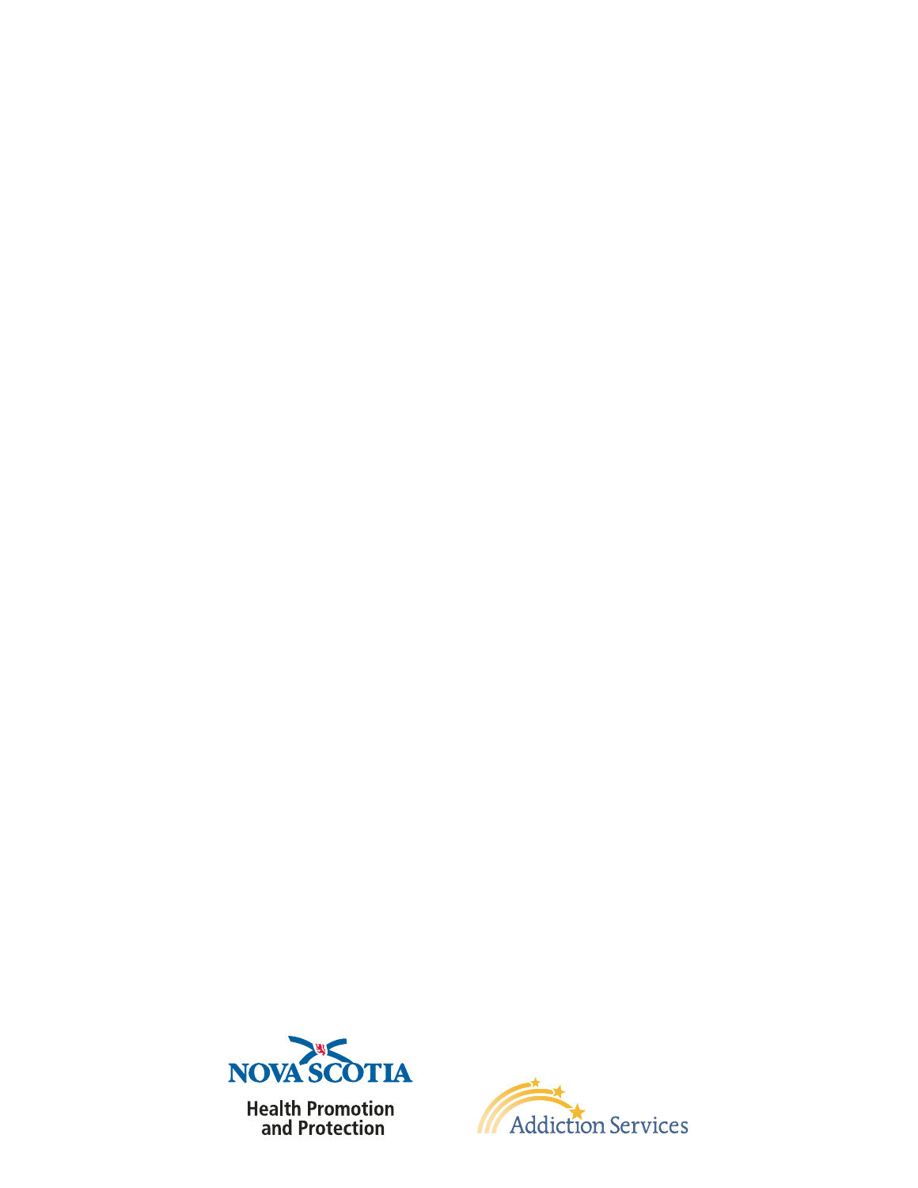NOVA SCOTIA

Health Promotion and Protection

Addiction Services